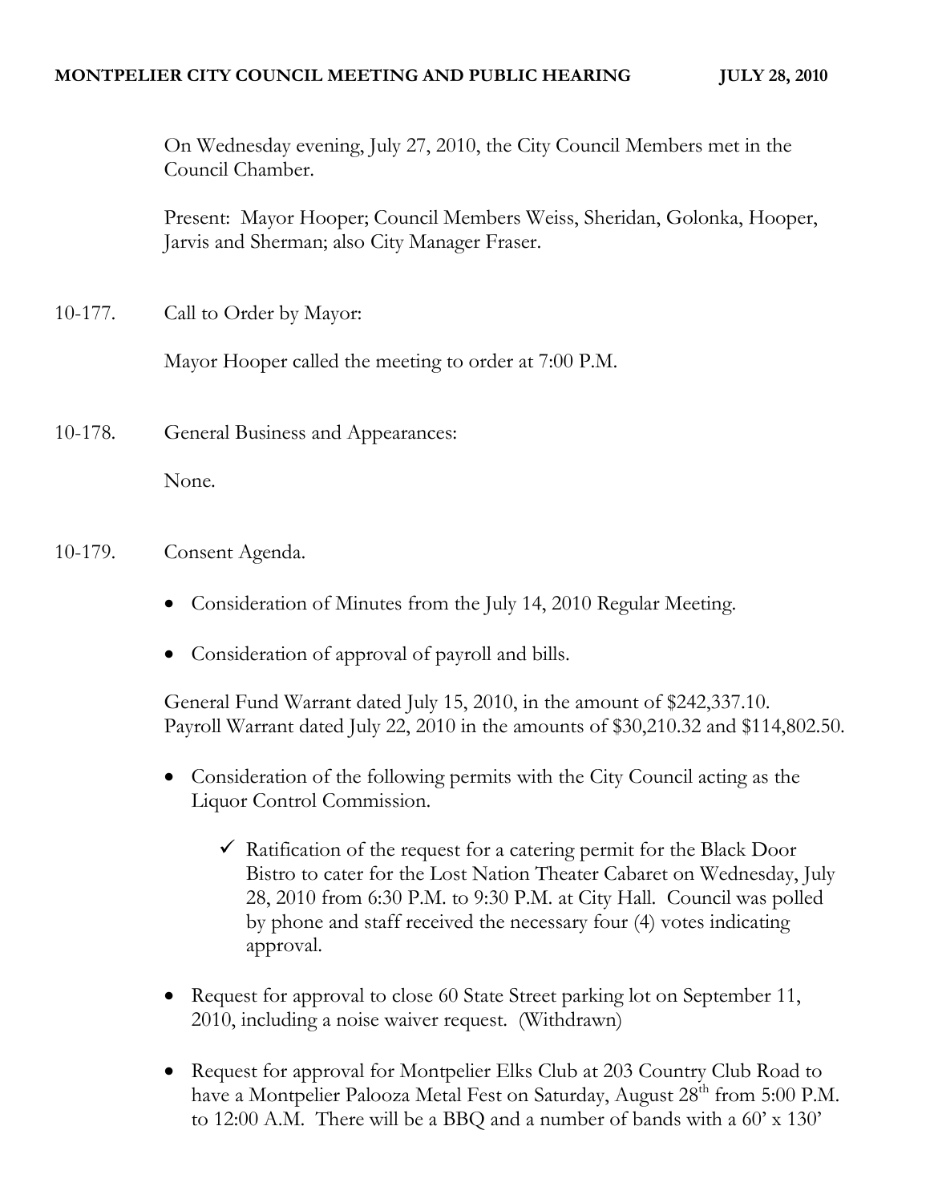**MONTPELIER CITY COUNCIL MEETING AND PUBLIC HEARING JULY 28, 2010**

On Wednesday evening, July 27, 2010, the City Council Members met in the Council Chamber.

Present: Mayor Hooper; Council Members Weiss, Sheridan, Golonka, Hooper, Jarvis and Sherman; also City Manager Fraser.

10-177. Call to Order by Mayor:

Mayor Hooper called the meeting to order at 7:00 P.M.

10-178. General Business and Appearances:

None.

10-179. Consent Agenda.

- Consideration of Minutes from the July 14, 2010 Regular Meeting.
- Consideration of approval of payroll and bills.

General Fund Warrant dated July 15, 2010, in the amount of $242,337.10.
Payroll Warrant dated July 22, 2010 in the amounts of $30,210.32 and $114,802.50.

- Consideration of the following permits with the City Council acting as the Liquor Control Commission.
  - ✓ Ratification of the request for a catering permit for the Black Door Bistro to cater for the Lost Nation Theater Cabaret on Wednesday, July 28, 2010 from 6:30 P.M. to 9:30 P.M. at City Hall. Council was polled by phone and staff received the necessary four (4) votes indicating approval.
- Request for approval to close 60 State Street parking lot on September 11, 2010, including a noise waiver request. (Withdrawn)
- Request for approval for Montpelier Elks Club at 203 Country Club Road to have a Montpelier Palooza Metal Fest on Saturday, August 28th from 5:00 P.M. to 12:00 A.M. There will be a BBQ and a number of bands with a 60' x 130'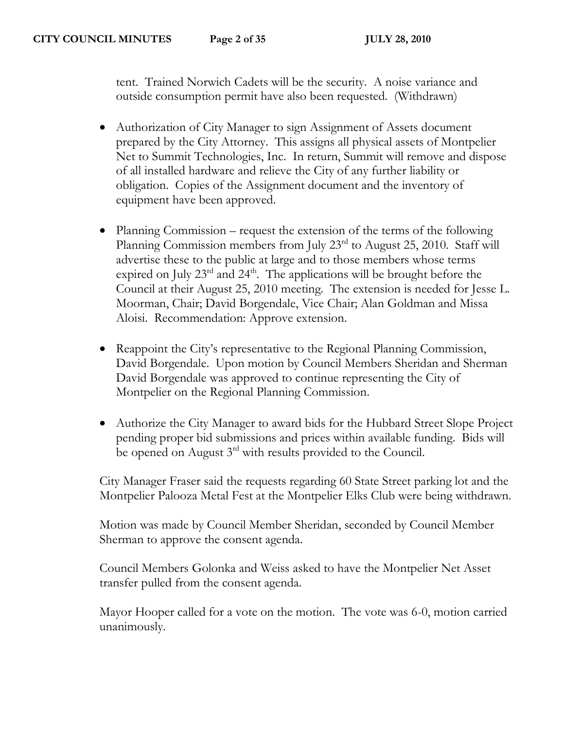tent. Trained Norwich Cadets will be the security. A noise variance and outside consumption permit have also been requested. (Withdrawn)

- Authorization of City Manager to sign Assignment of Assets document prepared by the City Attorney. This assigns all physical assets of Montpelier Net to Summit Technologies, Inc. In return, Summit will remove and dispose of all installed hardware and relieve the City of any further liability or obligation. Copies of the Assignment document and the inventory of equipment have been approved.

- Planning Commission – request the extension of the terms of the following Planning Commission members from July 23rd to August 25, 2010. Staff will advertise these to the public at large and to those members whose terms expired on July 23rd and 24th. The applications will be brought before the Council at their August 25, 2010 meeting. The extension is needed for Jesse L. Moorman, Chair; David Borgendale, Vice Chair; Alan Goldman and Missa Aloisi. Recommendation: Approve extension.

- Reappoint the City's representative to the Regional Planning Commission, David Borgendale. Upon motion by Council Members Sheridan and Sherman David Borgendale was approved to continue representing the City of Montpelier on the Regional Planning Commission.

- Authorize the City Manager to award bids for the Hubbard Street Slope Project pending proper bid submissions and prices within available funding. Bids will be opened on August 3rd with results provided to the Council.

City Manager Fraser said the requests regarding 60 State Street parking lot and the Montpelier Palooza Metal Fest at the Montpelier Elks Club were being withdrawn.

Motion was made by Council Member Sheridan, seconded by Council Member Sherman to approve the consent agenda.

Council Members Golonka and Weiss asked to have the Montpelier Net Asset transfer pulled from the consent agenda.

Mayor Hooper called for a vote on the motion. The vote was 6-0, motion carried unanimously.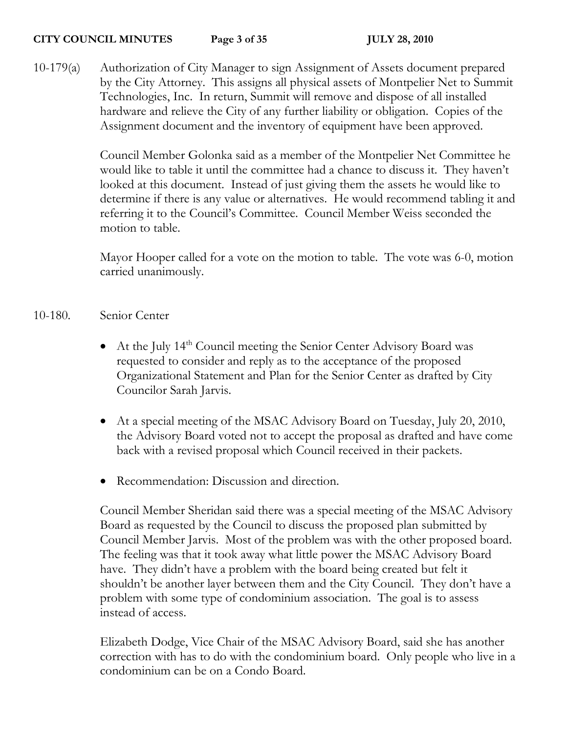10-179(a) Authorization of City Manager to sign Assignment of Assets document prepared by the City Attorney. This assigns all physical assets of Montpelier Net to Summit Technologies, Inc. In return, Summit will remove and dispose of all installed hardware and relieve the City of any further liability or obligation. Copies of the Assignment document and the inventory of equipment have been approved.

Council Member Golonka said as a member of the Montpelier Net Committee he would like to table it until the committee had a chance to discuss it. They haven't looked at this document. Instead of just giving them the assets he would like to determine if there is any value or alternatives. He would recommend tabling it and referring it to the Council's Committee. Council Member Weiss seconded the motion to table.

Mayor Hooper called for a vote on the motion to table. The vote was 6-0, motion carried unanimously.

10-180. Senior Center

- At the July 14th Council meeting the Senior Center Advisory Board was requested to consider and reply as to the acceptance of the proposed Organizational Statement and Plan for the Senior Center as drafted by City Councilor Sarah Jarvis.
- At a special meeting of the MSAC Advisory Board on Tuesday, July 20, 2010, the Advisory Board voted not to accept the proposal as drafted and have come back with a revised proposal which Council received in their packets.
- Recommendation: Discussion and direction.

Council Member Sheridan said there was a special meeting of the MSAC Advisory Board as requested by the Council to discuss the proposed plan submitted by Council Member Jarvis. Most of the problem was with the other proposed board. The feeling was that it took away what little power the MSAC Advisory Board have. They didn't have a problem with the board being created but felt it shouldn't be another layer between them and the City Council. They don't have a problem with some type of condominium association. The goal is to assess instead of access.

Elizabeth Dodge, Vice Chair of the MSAC Advisory Board, said she has another correction with has to do with the condominium board. Only people who live in a condominium can be on a Condo Board.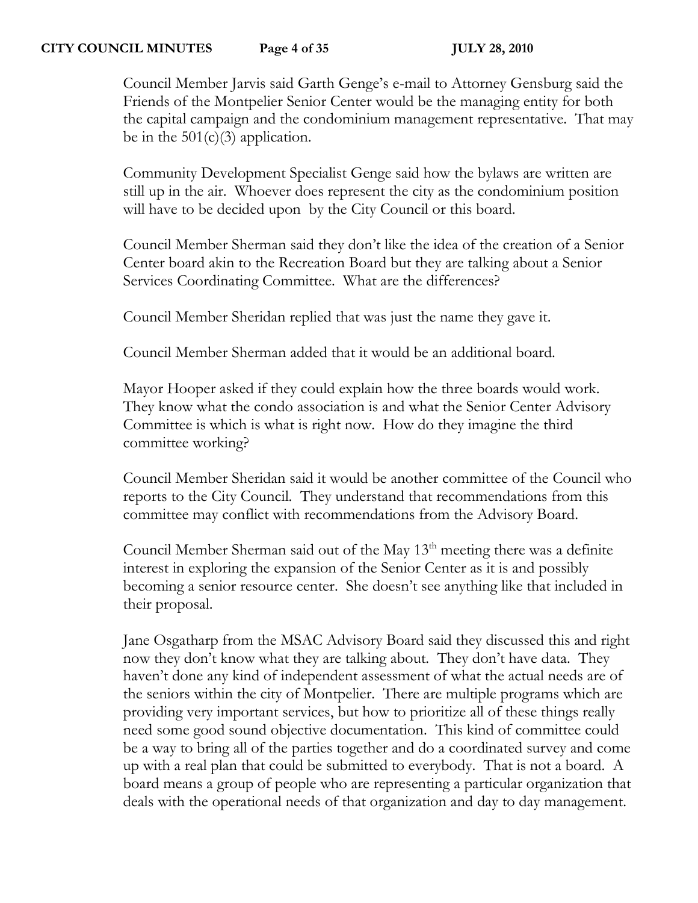Council Member Jarvis said Garth Genge's e-mail to Attorney Gensburg said the Friends of the Montpelier Senior Center would be the managing entity for both the capital campaign and the condominium management representative. That may be in the 501(c)(3) application.

Community Development Specialist Genge said how the bylaws are written are still up in the air. Whoever does represent the city as the condominium position will have to be decided upon by the City Council or this board.

Council Member Sherman said they don't like the idea of the creation of a Senior Center board akin to the Recreation Board but they are talking about a Senior Services Coordinating Committee. What are the differences?

Council Member Sheridan replied that was just the name they gave it.

Council Member Sherman added that it would be an additional board.

Mayor Hooper asked if they could explain how the three boards would work. They know what the condo association is and what the Senior Center Advisory Committee is which is what is right now. How do they imagine the third committee working?

Council Member Sheridan said it would be another committee of the Council who reports to the City Council. They understand that recommendations from this committee may conflict with recommendations from the Advisory Board.

Council Member Sherman said out of the May 13th meeting there was a definite interest in exploring the expansion of the Senior Center as it is and possibly becoming a senior resource center. She doesn't see anything like that included in their proposal.

Jane Osgatharp from the MSAC Advisory Board said they discussed this and right now they don't know what they are talking about. They don't have data. They haven't done any kind of independent assessment of what the actual needs are of the seniors within the city of Montpelier. There are multiple programs which are providing very important services, but how to prioritize all of these things really need some good sound objective documentation. This kind of committee could be a way to bring all of the parties together and do a coordinated survey and come up with a real plan that could be submitted to everybody. That is not a board. A board means a group of people who are representing a particular organization that deals with the operational needs of that organization and day to day management.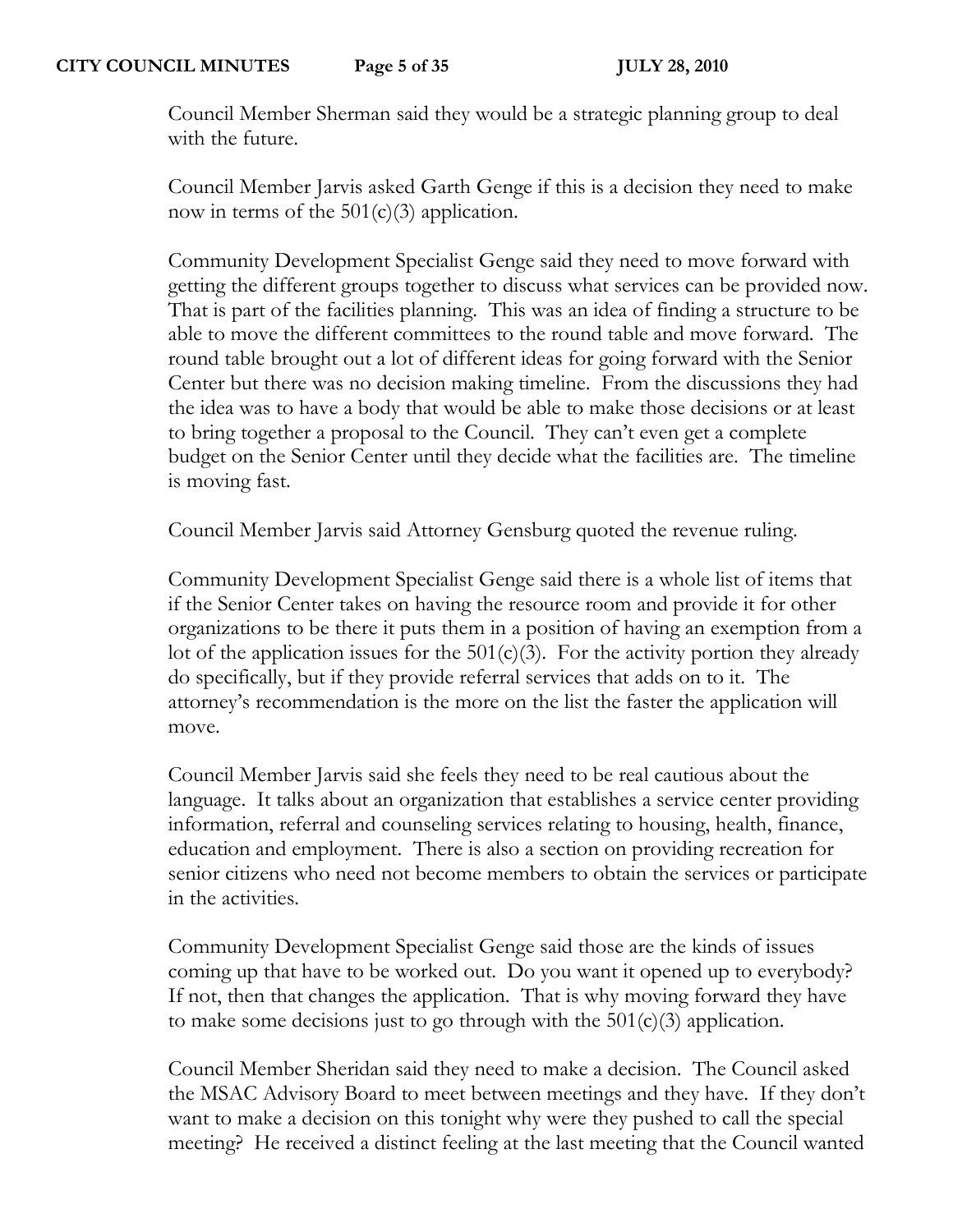Council Member Sherman said they would be a strategic planning group to deal with the future.

Council Member Jarvis asked Garth Genge if this is a decision they need to make now in terms of the 501(c)(3) application.

Community Development Specialist Genge said they need to move forward with getting the different groups together to discuss what services can be provided now. That is part of the facilities planning. This was an idea of finding a structure to be able to move the different committees to the round table and move forward. The round table brought out a lot of different ideas for going forward with the Senior Center but there was no decision making timeline. From the discussions they had the idea was to have a body that would be able to make those decisions or at least to bring together a proposal to the Council. They can't even get a complete budget on the Senior Center until they decide what the facilities are. The timeline is moving fast.

Council Member Jarvis said Attorney Gensburg quoted the revenue ruling.

Community Development Specialist Genge said there is a whole list of items that if the Senior Center takes on having the resource room and provide it for other organizations to be there it puts them in a position of having an exemption from a lot of the application issues for the 501(c)(3). For the activity portion they already do specifically, but if they provide referral services that adds on to it. The attorney's recommendation is the more on the list the faster the application will move.

Council Member Jarvis said she feels they need to be real cautious about the language. It talks about an organization that establishes a service center providing information, referral and counseling services relating to housing, health, finance, education and employment. There is also a section on providing recreation for senior citizens who need not become members to obtain the services or participate in the activities.

Community Development Specialist Genge said those are the kinds of issues coming up that have to be worked out. Do you want it opened up to everybody? If not, then that changes the application. That is why moving forward they have to make some decisions just to go through with the 501(c)(3) application.

Council Member Sheridan said they need to make a decision. The Council asked the MSAC Advisory Board to meet between meetings and they have. If they don't want to make a decision on this tonight why were they pushed to call the special meeting? He received a distinct feeling at the last meeting that the Council wanted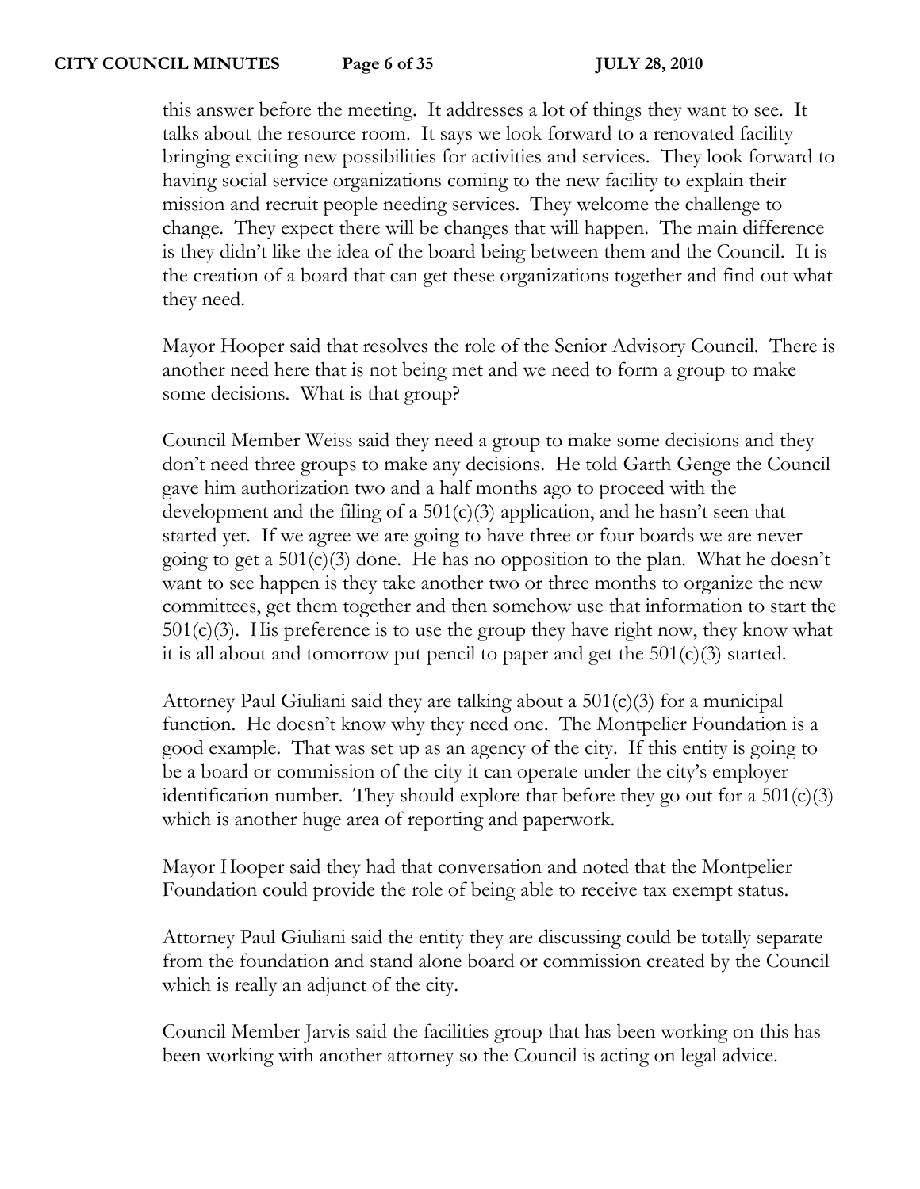this answer before the meeting. It addresses a lot of things they want to see. It talks about the resource room. It says we look forward to a renovated facility bringing exciting new possibilities for activities and services. They look forward to having social service organizations coming to the new facility to explain their mission and recruit people needing services. They welcome the challenge to change. They expect there will be changes that will happen. The main difference is they didn't like the idea of the board being between them and the Council. It is the creation of a board that can get these organizations together and find out what they need.

Mayor Hooper said that resolves the role of the Senior Advisory Council. There is another need here that is not being met and we need to form a group to make some decisions. What is that group?

Council Member Weiss said they need a group to make some decisions and they don't need three groups to make any decisions. He told Garth Genge the Council gave him authorization two and a half months ago to proceed with the development and the filing of a 501(c)(3) application, and he hasn't seen that started yet. If we agree we are going to have three or four boards we are never going to get a 501(c)(3) done. He has no opposition to the plan. What he doesn't want to see happen is they take another two or three months to organize the new committees, get them together and then somehow use that information to start the 501(c)(3). His preference is to use the group they have right now, they know what it is all about and tomorrow put pencil to paper and get the 501(c)(3) started.

Attorney Paul Giuliani said they are talking about a 501(c)(3) for a municipal function. He doesn't know why they need one. The Montpelier Foundation is a good example. That was set up as an agency of the city. If this entity is going to be a board or commission of the city it can operate under the city's employer identification number. They should explore that before they go out for a 501(c)(3) which is another huge area of reporting and paperwork.

Mayor Hooper said they had that conversation and noted that the Montpelier Foundation could provide the role of being able to receive tax exempt status.

Attorney Paul Giuliani said the entity they are discussing could be totally separate from the foundation and stand alone board or commission created by the Council which is really an adjunct of the city.

Council Member Jarvis said the facilities group that has been working on this has been working with another attorney so the Council is acting on legal advice.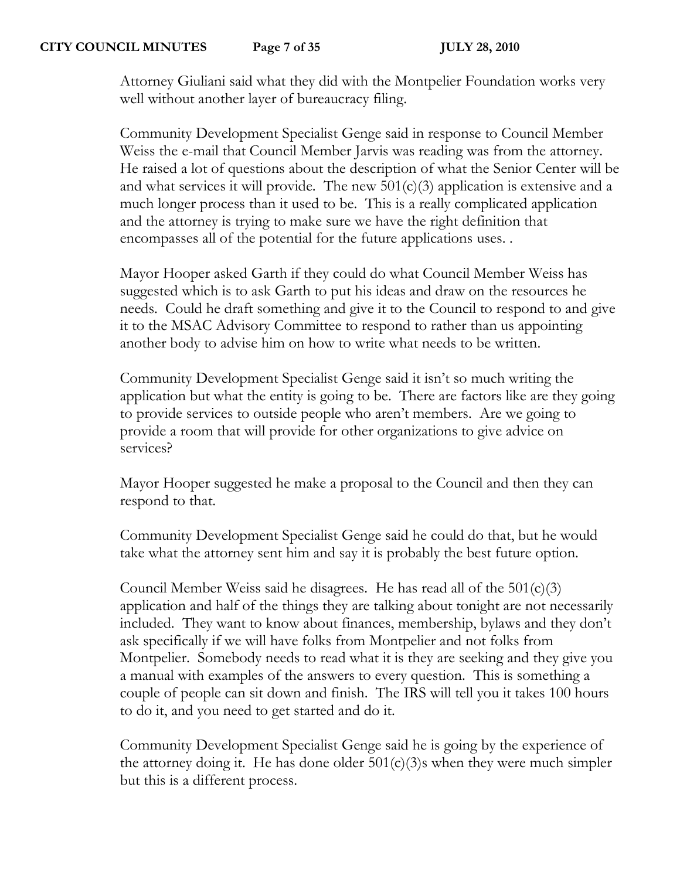Attorney Giuliani said what they did with the Montpelier Foundation works very well without another layer of bureaucracy filing.

Community Development Specialist Genge said in response to Council Member Weiss the e-mail that Council Member Jarvis was reading was from the attorney. He raised a lot of questions about the description of what the Senior Center will be and what services it will provide. The new 501(c)(3) application is extensive and a much longer process than it used to be. This is a really complicated application and the attorney is trying to make sure we have the right definition that encompasses all of the potential for the future applications uses. .

Mayor Hooper asked Garth if they could do what Council Member Weiss has suggested which is to ask Garth to put his ideas and draw on the resources he needs. Could he draft something and give it to the Council to respond to and give it to the MSAC Advisory Committee to respond to rather than us appointing another body to advise him on how to write what needs to be written.

Community Development Specialist Genge said it isn't so much writing the application but what the entity is going to be. There are factors like are they going to provide services to outside people who aren't members. Are we going to provide a room that will provide for other organizations to give advice on services?

Mayor Hooper suggested he make a proposal to the Council and then they can respond to that.

Community Development Specialist Genge said he could do that, but he would take what the attorney sent him and say it is probably the best future option.

Council Member Weiss said he disagrees. He has read all of the 501(c)(3) application and half of the things they are talking about tonight are not necessarily included. They want to know about finances, membership, bylaws and they don't ask specifically if we will have folks from Montpelier and not folks from Montpelier. Somebody needs to read what it is they are seeking and they give you a manual with examples of the answers to every question. This is something a couple of people can sit down and finish. The IRS will tell you it takes 100 hours to do it, and you need to get started and do it.

Community Development Specialist Genge said he is going by the experience of the attorney doing it. He has done older 501(c)(3)s when they were much simpler but this is a different process.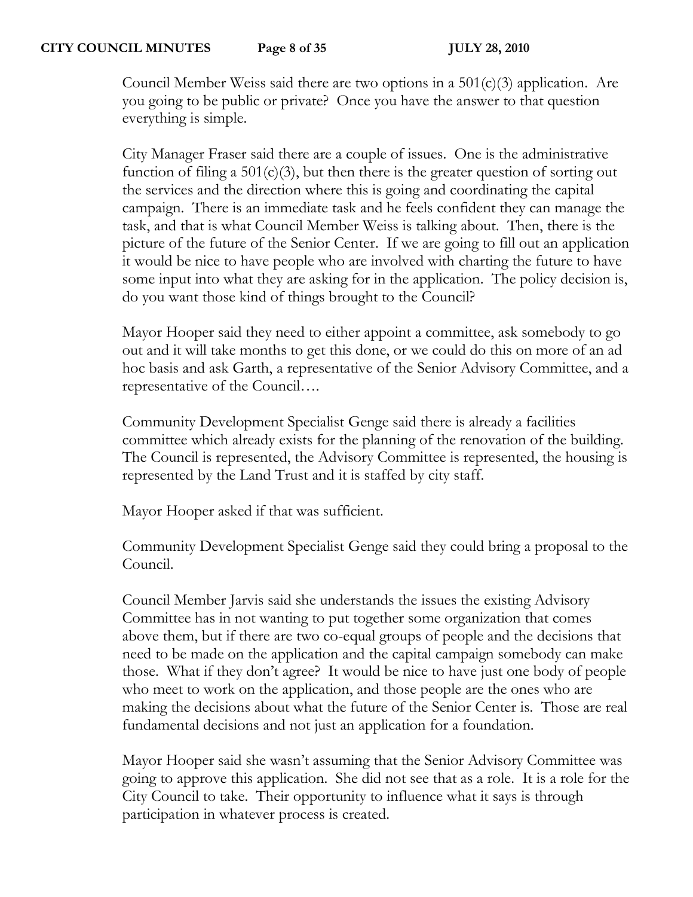Council Member Weiss said there are two options in a 501(c)(3) application. Are you going to be public or private? Once you have the answer to that question everything is simple.

City Manager Fraser said there are a couple of issues. One is the administrative function of filing a 501(c)(3), but then there is the greater question of sorting out the services and the direction where this is going and coordinating the capital campaign. There is an immediate task and he feels confident they can manage the task, and that is what Council Member Weiss is talking about. Then, there is the picture of the future of the Senior Center. If we are going to fill out an application it would be nice to have people who are involved with charting the future to have some input into what they are asking for in the application. The policy decision is, do you want those kind of things brought to the Council?

Mayor Hooper said they need to either appoint a committee, ask somebody to go out and it will take months to get this done, or we could do this on more of an ad hoc basis and ask Garth, a representative of the Senior Advisory Committee, and a representative of the Council….

Community Development Specialist Genge said there is already a facilities committee which already exists for the planning of the renovation of the building. The Council is represented, the Advisory Committee is represented, the housing is represented by the Land Trust and it is staffed by city staff.

Mayor Hooper asked if that was sufficient.

Community Development Specialist Genge said they could bring a proposal to the Council.

Council Member Jarvis said she understands the issues the existing Advisory Committee has in not wanting to put together some organization that comes above them, but if there are two co-equal groups of people and the decisions that need to be made on the application and the capital campaign somebody can make those. What if they don't agree? It would be nice to have just one body of people who meet to work on the application, and those people are the ones who are making the decisions about what the future of the Senior Center is. Those are real fundamental decisions and not just an application for a foundation.

Mayor Hooper said she wasn't assuming that the Senior Advisory Committee was going to approve this application. She did not see that as a role. It is a role for the City Council to take. Their opportunity to influence what it says is through participation in whatever process is created.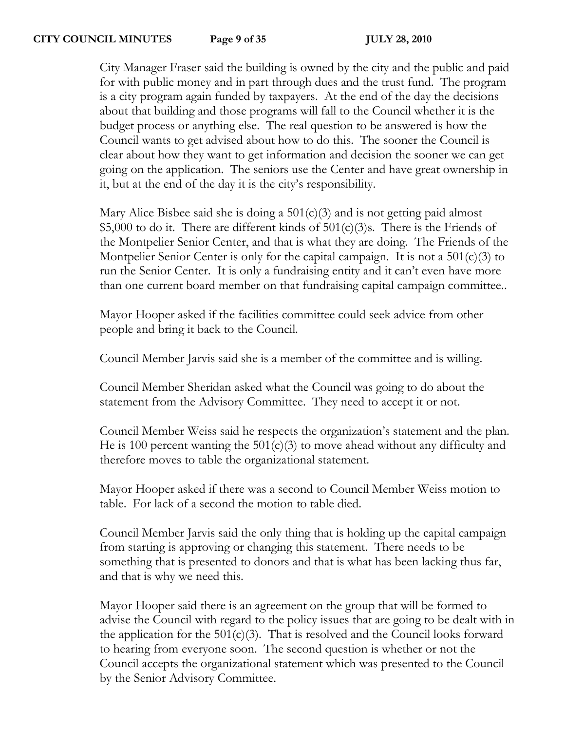City Manager Fraser said the building is owned by the city and the public and paid for with public money and in part through dues and the trust fund. The program is a city program again funded by taxpayers. At the end of the day the decisions about that building and those programs will fall to the Council whether it is the budget process or anything else. The real question to be answered is how the Council wants to get advised about how to do this. The sooner the Council is clear about how they want to get information and decision the sooner we can get going on the application. The seniors use the Center and have great ownership in it, but at the end of the day it is the city's responsibility.

Mary Alice Bisbee said she is doing a 501(c)(3) and is not getting paid almost $5,000 to do it. There are different kinds of 501(c)(3)s. There is the Friends of the Montpelier Senior Center, and that is what they are doing. The Friends of the Montpelier Senior Center is only for the capital campaign. It is not a 501(c)(3) to run the Senior Center. It is only a fundraising entity and it can't even have more than one current board member on that fundraising capital campaign committee..

Mayor Hooper asked if the facilities committee could seek advice from other people and bring it back to the Council.

Council Member Jarvis said she is a member of the committee and is willing.

Council Member Sheridan asked what the Council was going to do about the statement from the Advisory Committee. They need to accept it or not.

Council Member Weiss said he respects the organization's statement and the plan. He is 100 percent wanting the 501(c)(3) to move ahead without any difficulty and therefore moves to table the organizational statement.

Mayor Hooper asked if there was a second to Council Member Weiss motion to table. For lack of a second the motion to table died.

Council Member Jarvis said the only thing that is holding up the capital campaign from starting is approving or changing this statement. There needs to be something that is presented to donors and that is what has been lacking thus far, and that is why we need this.

Mayor Hooper said there is an agreement on the group that will be formed to advise the Council with regard to the policy issues that are going to be dealt with in the application for the 501(c)(3). That is resolved and the Council looks forward to hearing from everyone soon. The second question is whether or not the Council accepts the organizational statement which was presented to the Council by the Senior Advisory Committee.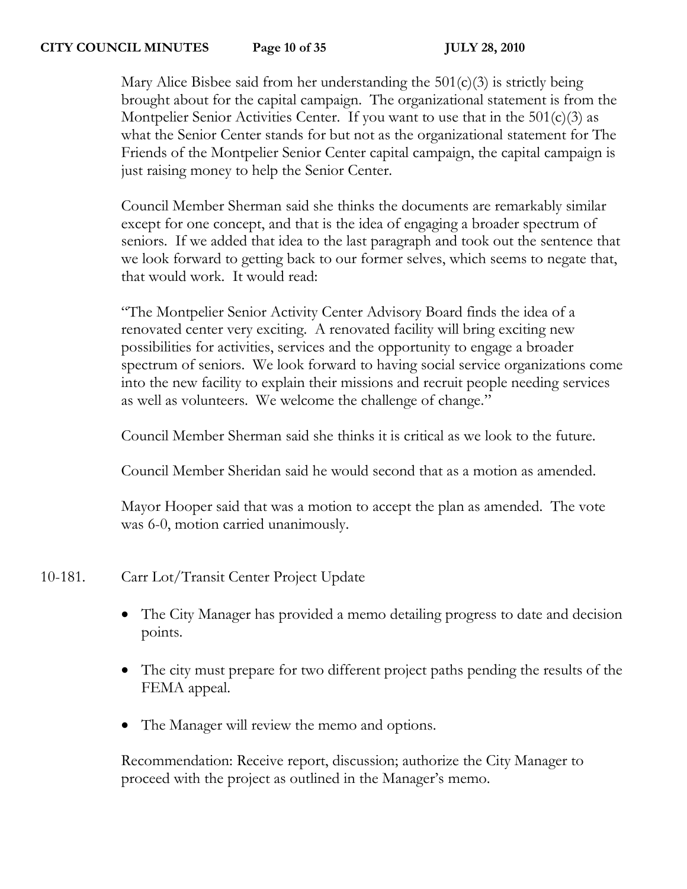Mary Alice Bisbee said from her understanding the 501(c)(3) is strictly being brought about for the capital campaign. The organizational statement is from the Montpelier Senior Activities Center. If you want to use that in the 501(c)(3) as what the Senior Center stands for but not as the organizational statement for The Friends of the Montpelier Senior Center capital campaign, the capital campaign is just raising money to help the Senior Center.

Council Member Sherman said she thinks the documents are remarkably similar except for one concept, and that is the idea of engaging a broader spectrum of seniors. If we added that idea to the last paragraph and took out the sentence that we look forward to getting back to our former selves, which seems to negate that, that would work. It would read:

"The Montpelier Senior Activity Center Advisory Board finds the idea of a renovated center very exciting. A renovated facility will bring exciting new possibilities for activities, services and the opportunity to engage a broader spectrum of seniors. We look forward to having social service organizations come into the new facility to explain their missions and recruit people needing services as well as volunteers. We welcome the challenge of change."

Council Member Sherman said she thinks it is critical as we look to the future.

Council Member Sheridan said he would second that as a motion as amended.

Mayor Hooper said that was a motion to accept the plan as amended. The vote was 6-0, motion carried unanimously.

10-181. Carr Lot/Transit Center Project Update

- The City Manager has provided a memo detailing progress to date and decision points.
- The city must prepare for two different project paths pending the results of the FEMA appeal.
- The Manager will review the memo and options.

Recommendation: Receive report, discussion; authorize the City Manager to proceed with the project as outlined in the Manager's memo.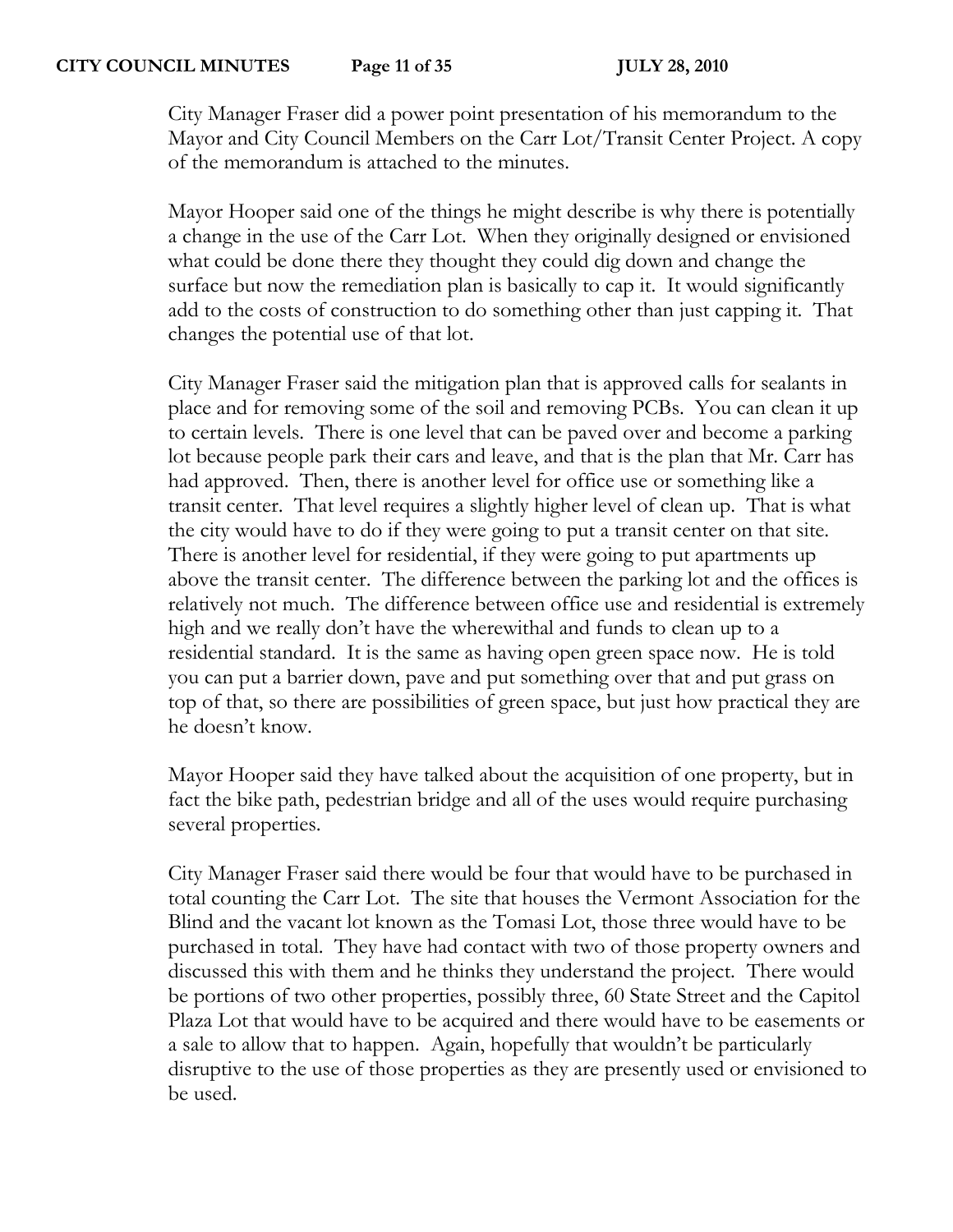City Manager Fraser did a power point presentation of his memorandum to the Mayor and City Council Members on the Carr Lot/Transit Center Project. A copy of the memorandum is attached to the minutes.

Mayor Hooper said one of the things he might describe is why there is potentially a change in the use of the Carr Lot. When they originally designed or envisioned what could be done there they thought they could dig down and change the surface but now the remediation plan is basically to cap it. It would significantly add to the costs of construction to do something other than just capping it. That changes the potential use of that lot.

City Manager Fraser said the mitigation plan that is approved calls for sealants in place and for removing some of the soil and removing PCBs. You can clean it up to certain levels. There is one level that can be paved over and become a parking lot because people park their cars and leave, and that is the plan that Mr. Carr has had approved. Then, there is another level for office use or something like a transit center. That level requires a slightly higher level of clean up. That is what the city would have to do if they were going to put a transit center on that site. There is another level for residential, if they were going to put apartments up above the transit center. The difference between the parking lot and the offices is relatively not much. The difference between office use and residential is extremely high and we really don't have the wherewithal and funds to clean up to a residential standard. It is the same as having open green space now. He is told you can put a barrier down, pave and put something over that and put grass on top of that, so there are possibilities of green space, but just how practical they are he doesn't know.

Mayor Hooper said they have talked about the acquisition of one property, but in fact the bike path, pedestrian bridge and all of the uses would require purchasing several properties.

City Manager Fraser said there would be four that would have to be purchased in total counting the Carr Lot. The site that houses the Vermont Association for the Blind and the vacant lot known as the Tomasi Lot, those three would have to be purchased in total. They have had contact with two of those property owners and discussed this with them and he thinks they understand the project. There would be portions of two other properties, possibly three, 60 State Street and the Capitol Plaza Lot that would have to be acquired and there would have to be easements or a sale to allow that to happen. Again, hopefully that wouldn't be particularly disruptive to the use of those properties as they are presently used or envisioned to be used.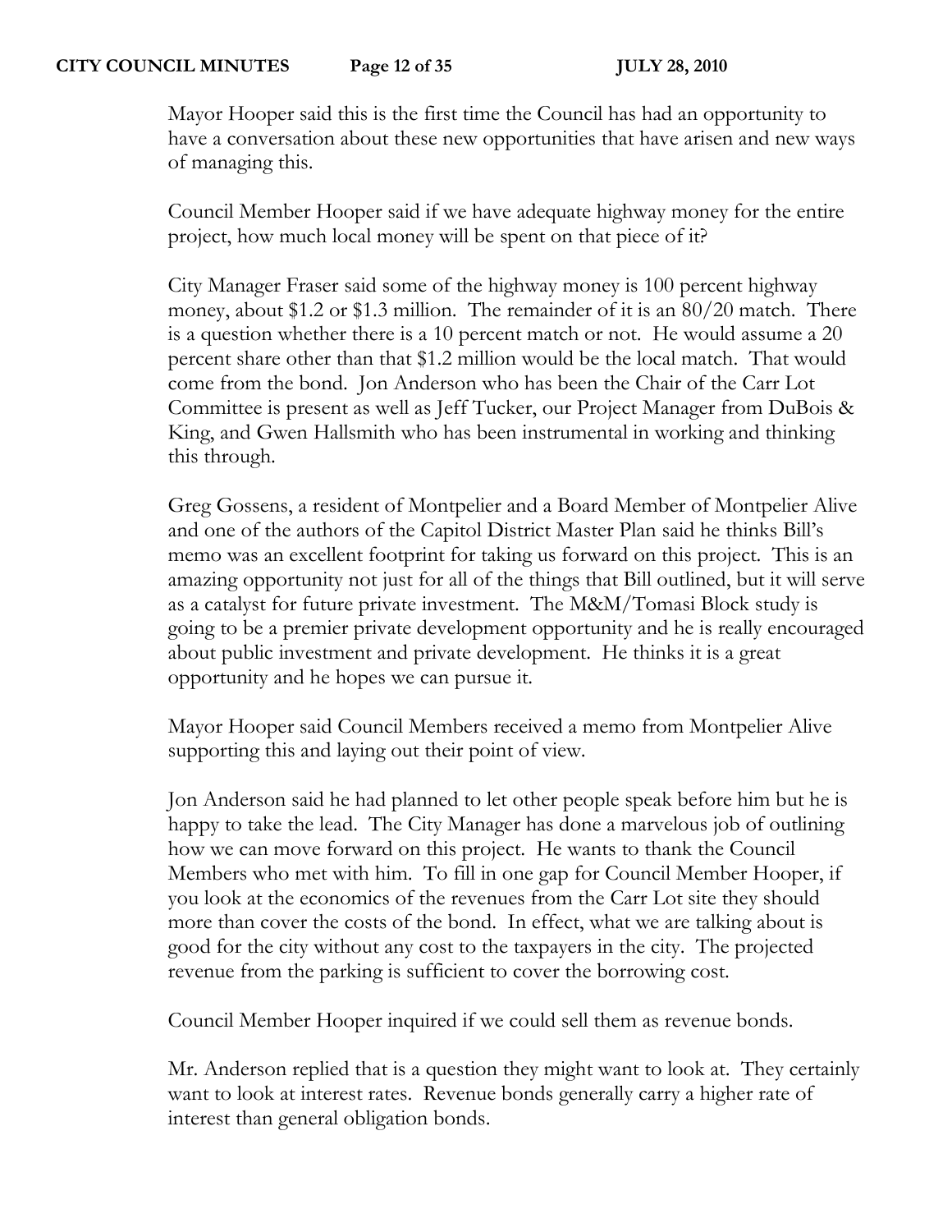Mayor Hooper said this is the first time the Council has had an opportunity to have a conversation about these new opportunities that have arisen and new ways of managing this.

Council Member Hooper said if we have adequate highway money for the entire project, how much local money will be spent on that piece of it?

City Manager Fraser said some of the highway money is 100 percent highway money, about $1.2 or $1.3 million. The remainder of it is an 80/20 match. There is a question whether there is a 10 percent match or not. He would assume a 20 percent share other than that $1.2 million would be the local match. That would come from the bond. Jon Anderson who has been the Chair of the Carr Lot Committee is present as well as Jeff Tucker, our Project Manager from DuBois & King, and Gwen Hallsmith who has been instrumental in working and thinking this through.

Greg Gossens, a resident of Montpelier and a Board Member of Montpelier Alive and one of the authors of the Capitol District Master Plan said he thinks Bill's memo was an excellent footprint for taking us forward on this project. This is an amazing opportunity not just for all of the things that Bill outlined, but it will serve as a catalyst for future private investment. The M&M/Tomasi Block study is going to be a premier private development opportunity and he is really encouraged about public investment and private development. He thinks it is a great opportunity and he hopes we can pursue it.

Mayor Hooper said Council Members received a memo from Montpelier Alive supporting this and laying out their point of view.

Jon Anderson said he had planned to let other people speak before him but he is happy to take the lead. The City Manager has done a marvelous job of outlining how we can move forward on this project. He wants to thank the Council Members who met with him. To fill in one gap for Council Member Hooper, if you look at the economics of the revenues from the Carr Lot site they should more than cover the costs of the bond. In effect, what we are talking about is good for the city without any cost to the taxpayers in the city. The projected revenue from the parking is sufficient to cover the borrowing cost.

Council Member Hooper inquired if we could sell them as revenue bonds.

Mr. Anderson replied that is a question they might want to look at. They certainly want to look at interest rates. Revenue bonds generally carry a higher rate of interest than general obligation bonds.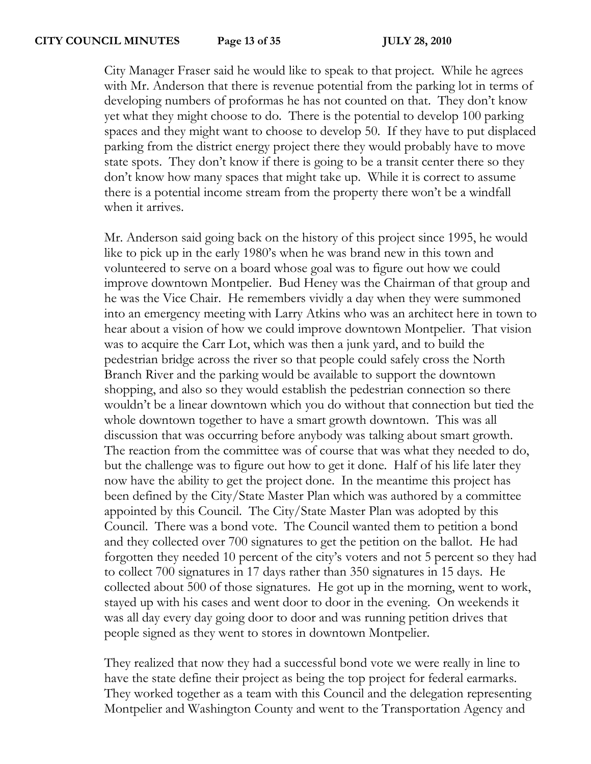City Manager Fraser said he would like to speak to that project. While he agrees with Mr. Anderson that there is revenue potential from the parking lot in terms of developing numbers of proformas he has not counted on that. They don't know yet what they might choose to do. There is the potential to develop 100 parking spaces and they might want to choose to develop 50. If they have to put displaced parking from the district energy project there they would probably have to move state spots. They don't know if there is going to be a transit center there so they don't know how many spaces that might take up. While it is correct to assume there is a potential income stream from the property there won't be a windfall when it arrives.

Mr. Anderson said going back on the history of this project since 1995, he would like to pick up in the early 1980's when he was brand new in this town and volunteered to serve on a board whose goal was to figure out how we could improve downtown Montpelier. Bud Heney was the Chairman of that group and he was the Vice Chair. He remembers vividly a day when they were summoned into an emergency meeting with Larry Atkins who was an architect here in town to hear about a vision of how we could improve downtown Montpelier. That vision was to acquire the Carr Lot, which was then a junk yard, and to build the pedestrian bridge across the river so that people could safely cross the North Branch River and the parking would be available to support the downtown shopping, and also so they would establish the pedestrian connection so there wouldn't be a linear downtown which you do without that connection but tied the whole downtown together to have a smart growth downtown. This was all discussion that was occurring before anybody was talking about smart growth. The reaction from the committee was of course that was what they needed to do, but the challenge was to figure out how to get it done. Half of his life later they now have the ability to get the project done. In the meantime this project has been defined by the City/State Master Plan which was authored by a committee appointed by this Council. The City/State Master Plan was adopted by this Council. There was a bond vote. The Council wanted them to petition a bond and they collected over 700 signatures to get the petition on the ballot. He had forgotten they needed 10 percent of the city's voters and not 5 percent so they had to collect 700 signatures in 17 days rather than 350 signatures in 15 days. He collected about 500 of those signatures. He got up in the morning, went to work, stayed up with his cases and went door to door in the evening. On weekends it was all day every day going door to door and was running petition drives that people signed as they went to stores in downtown Montpelier.

They realized that now they had a successful bond vote we were really in line to have the state define their project as being the top project for federal earmarks. They worked together as a team with this Council and the delegation representing Montpelier and Washington County and went to the Transportation Agency and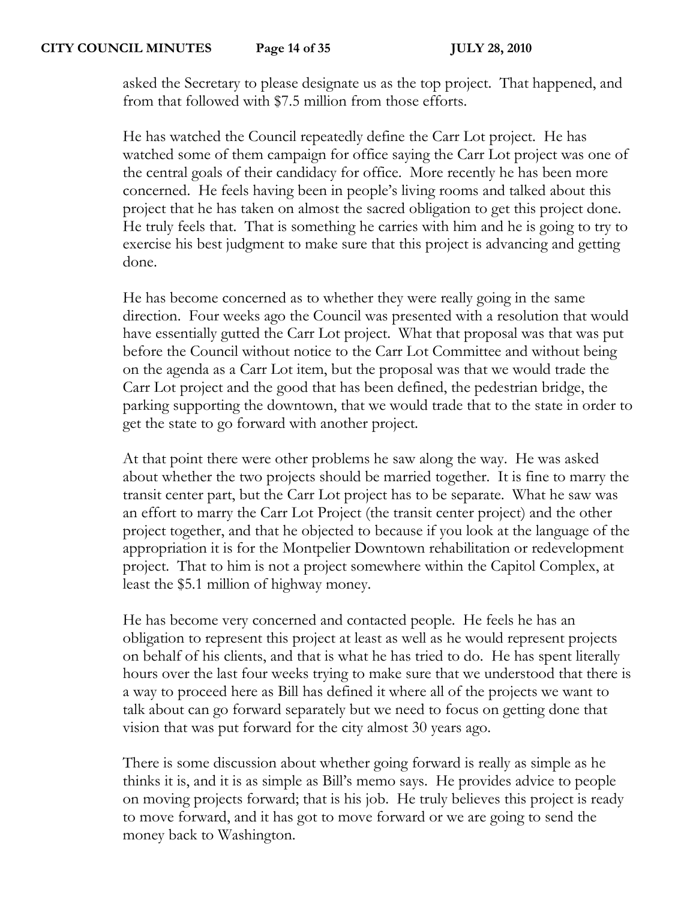asked the Secretary to please designate us as the top project. That happened, and from that followed with $7.5 million from those efforts.

He has watched the Council repeatedly define the Carr Lot project. He has watched some of them campaign for office saying the Carr Lot project was one of the central goals of their candidacy for office. More recently he has been more concerned. He feels having been in people's living rooms and talked about this project that he has taken on almost the sacred obligation to get this project done. He truly feels that. That is something he carries with him and he is going to try to exercise his best judgment to make sure that this project is advancing and getting done.

He has become concerned as to whether they were really going in the same direction. Four weeks ago the Council was presented with a resolution that would have essentially gutted the Carr Lot project. What that proposal was that was put before the Council without notice to the Carr Lot Committee and without being on the agenda as a Carr Lot item, but the proposal was that we would trade the Carr Lot project and the good that has been defined, the pedestrian bridge, the parking supporting the downtown, that we would trade that to the state in order to get the state to go forward with another project.

At that point there were other problems he saw along the way. He was asked about whether the two projects should be married together. It is fine to marry the transit center part, but the Carr Lot project has to be separate. What he saw was an effort to marry the Carr Lot Project (the transit center project) and the other project together, and that he objected to because if you look at the language of the appropriation it is for the Montpelier Downtown rehabilitation or redevelopment project. That to him is not a project somewhere within the Capitol Complex, at least the $5.1 million of highway money.

He has become very concerned and contacted people. He feels he has an obligation to represent this project at least as well as he would represent projects on behalf of his clients, and that is what he has tried to do. He has spent literally hours over the last four weeks trying to make sure that we understood that there is a way to proceed here as Bill has defined it where all of the projects we want to talk about can go forward separately but we need to focus on getting done that vision that was put forward for the city almost 30 years ago.

There is some discussion about whether going forward is really as simple as he thinks it is, and it is as simple as Bill's memo says. He provides advice to people on moving projects forward; that is his job. He truly believes this project is ready to move forward, and it has got to move forward or we are going to send the money back to Washington.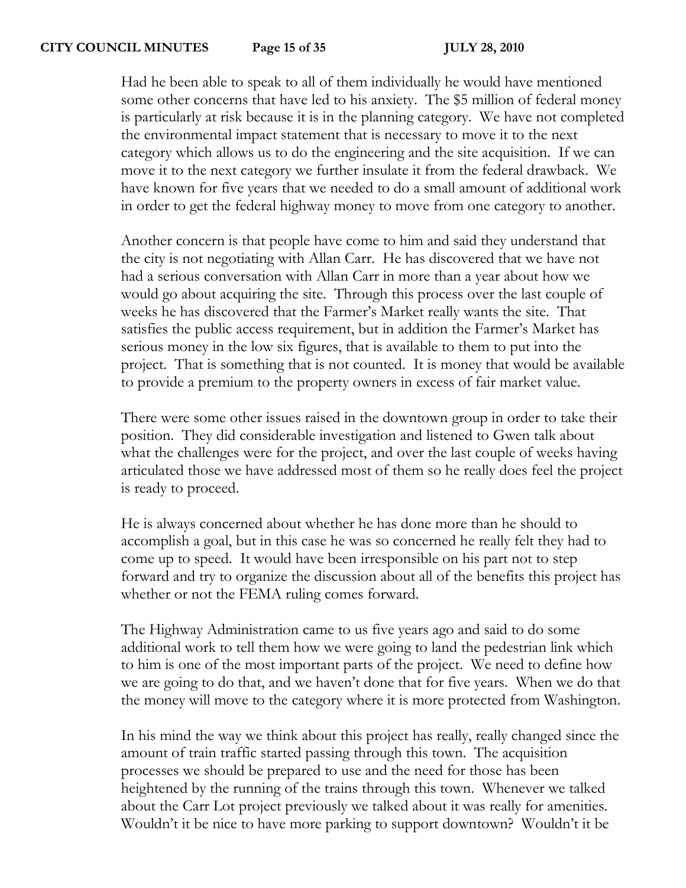Had he been able to speak to all of them individually he would have mentioned some other concerns that have led to his anxiety. The $5 million of federal money is particularly at risk because it is in the planning category. We have not completed the environmental impact statement that is necessary to move it to the next category which allows us to do the engineering and the site acquisition. If we can move it to the next category we further insulate it from the federal drawback. We have known for five years that we needed to do a small amount of additional work in order to get the federal highway money to move from one category to another.

Another concern is that people have come to him and said they understand that the city is not negotiating with Allan Carr. He has discovered that we have not had a serious conversation with Allan Carr in more than a year about how we would go about acquiring the site. Through this process over the last couple of weeks he has discovered that the Farmer's Market really wants the site. That satisfies the public access requirement, but in addition the Farmer's Market has serious money in the low six figures, that is available to them to put into the project. That is something that is not counted. It is money that would be available to provide a premium to the property owners in excess of fair market value.

There were some other issues raised in the downtown group in order to take their position. They did considerable investigation and listened to Gwen talk about what the challenges were for the project, and over the last couple of weeks having articulated those we have addressed most of them so he really does feel the project is ready to proceed.

He is always concerned about whether he has done more than he should to accomplish a goal, but in this case he was so concerned he really felt they had to come up to speed. It would have been irresponsible on his part not to step forward and try to organize the discussion about all of the benefits this project has whether or not the FEMA ruling comes forward.

The Highway Administration came to us five years ago and said to do some additional work to tell them how we were going to land the pedestrian link which to him is one of the most important parts of the project. We need to define how we are going to do that, and we haven't done that for five years. When we do that the money will move to the category where it is more protected from Washington.

In his mind the way we think about this project has really, really changed since the amount of train traffic started passing through this town. The acquisition processes we should be prepared to use and the need for those has been heightened by the running of the trains through this town. Whenever we talked about the Carr Lot project previously we talked about it was really for amenities. Wouldn't it be nice to have more parking to support downtown? Wouldn't it be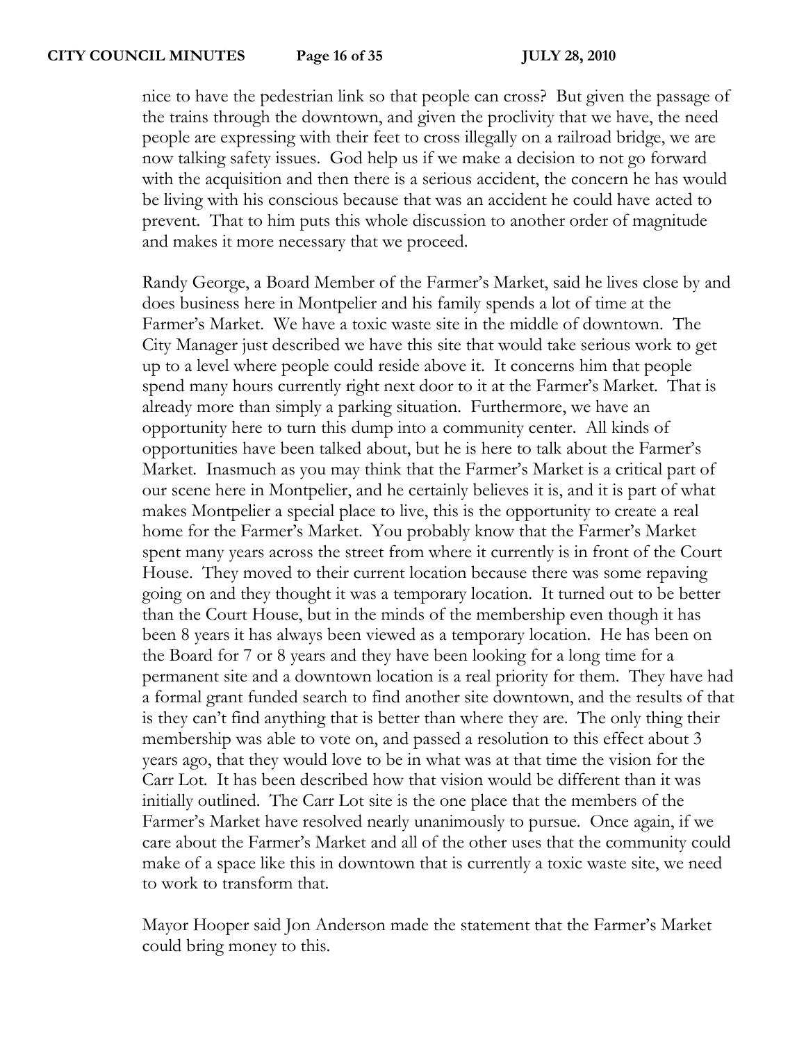nice to have the pedestrian link so that people can cross? But given the passage of the trains through the downtown, and given the proclivity that we have, the need people are expressing with their feet to cross illegally on a railroad bridge, we are now talking safety issues. God help us if we make a decision to not go forward with the acquisition and then there is a serious accident, the concern he has would be living with his conscious because that was an accident he could have acted to prevent. That to him puts this whole discussion to another order of magnitude and makes it more necessary that we proceed.

Randy George, a Board Member of the Farmer's Market, said he lives close by and does business here in Montpelier and his family spends a lot of time at the Farmer's Market. We have a toxic waste site in the middle of downtown. The City Manager just described we have this site that would take serious work to get up to a level where people could reside above it. It concerns him that people spend many hours currently right next door to it at the Farmer's Market. That is already more than simply a parking situation. Furthermore, we have an opportunity here to turn this dump into a community center. All kinds of opportunities have been talked about, but he is here to talk about the Farmer's Market. Inasmuch as you may think that the Farmer's Market is a critical part of our scene here in Montpelier, and he certainly believes it is, and it is part of what makes Montpelier a special place to live, this is the opportunity to create a real home for the Farmer's Market. You probably know that the Farmer's Market spent many years across the street from where it currently is in front of the Court House. They moved to their current location because there was some repaving going on and they thought it was a temporary location. It turned out to be better than the Court House, but in the minds of the membership even though it has been 8 years it has always been viewed as a temporary location. He has been on the Board for 7 or 8 years and they have been looking for a long time for a permanent site and a downtown location is a real priority for them. They have had a formal grant funded search to find another site downtown, and the results of that is they can't find anything that is better than where they are. The only thing their membership was able to vote on, and passed a resolution to this effect about 3 years ago, that they would love to be in what was at that time the vision for the Carr Lot. It has been described how that vision would be different than it was initially outlined. The Carr Lot site is the one place that the members of the Farmer's Market have resolved nearly unanimously to pursue. Once again, if we care about the Farmer's Market and all of the other uses that the community could make of a space like this in downtown that is currently a toxic waste site, we need to work to transform that.

Mayor Hooper said Jon Anderson made the statement that the Farmer's Market could bring money to this.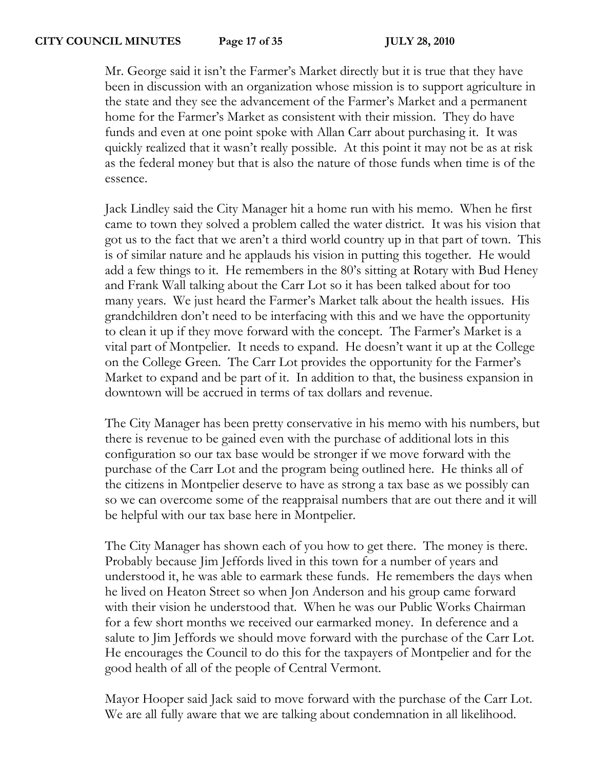Mr. George said it isn't the Farmer's Market directly but it is true that they have been in discussion with an organization whose mission is to support agriculture in the state and they see the advancement of the Farmer's Market and a permanent home for the Farmer's Market as consistent with their mission. They do have funds and even at one point spoke with Allan Carr about purchasing it. It was quickly realized that it wasn't really possible. At this point it may not be as at risk as the federal money but that is also the nature of those funds when time is of the essence.

Jack Lindley said the City Manager hit a home run with his memo. When he first came to town they solved a problem called the water district. It was his vision that got us to the fact that we aren't a third world country up in that part of town. This is of similar nature and he applauds his vision in putting this together. He would add a few things to it. He remembers in the 80's sitting at Rotary with Bud Heney and Frank Wall talking about the Carr Lot so it has been talked about for too many years. We just heard the Farmer's Market talk about the health issues. His grandchildren don't need to be interfacing with this and we have the opportunity to clean it up if they move forward with the concept. The Farmer's Market is a vital part of Montpelier. It needs to expand. He doesn't want it up at the College on the College Green. The Carr Lot provides the opportunity for the Farmer's Market to expand and be part of it. In addition to that, the business expansion in downtown will be accrued in terms of tax dollars and revenue.

The City Manager has been pretty conservative in his memo with his numbers, but there is revenue to be gained even with the purchase of additional lots in this configuration so our tax base would be stronger if we move forward with the purchase of the Carr Lot and the program being outlined here. He thinks all of the citizens in Montpelier deserve to have as strong a tax base as we possibly can so we can overcome some of the reappraisal numbers that are out there and it will be helpful with our tax base here in Montpelier.

The City Manager has shown each of you how to get there. The money is there. Probably because Jim Jeffords lived in this town for a number of years and understood it, he was able to earmark these funds. He remembers the days when he lived on Heaton Street so when Jon Anderson and his group came forward with their vision he understood that. When he was our Public Works Chairman for a few short months we received our earmarked money. In deference and a salute to Jim Jeffords we should move forward with the purchase of the Carr Lot. He encourages the Council to do this for the taxpayers of Montpelier and for the good health of all of the people of Central Vermont.

Mayor Hooper said Jack said to move forward with the purchase of the Carr Lot. We are all fully aware that we are talking about condemnation in all likelihood.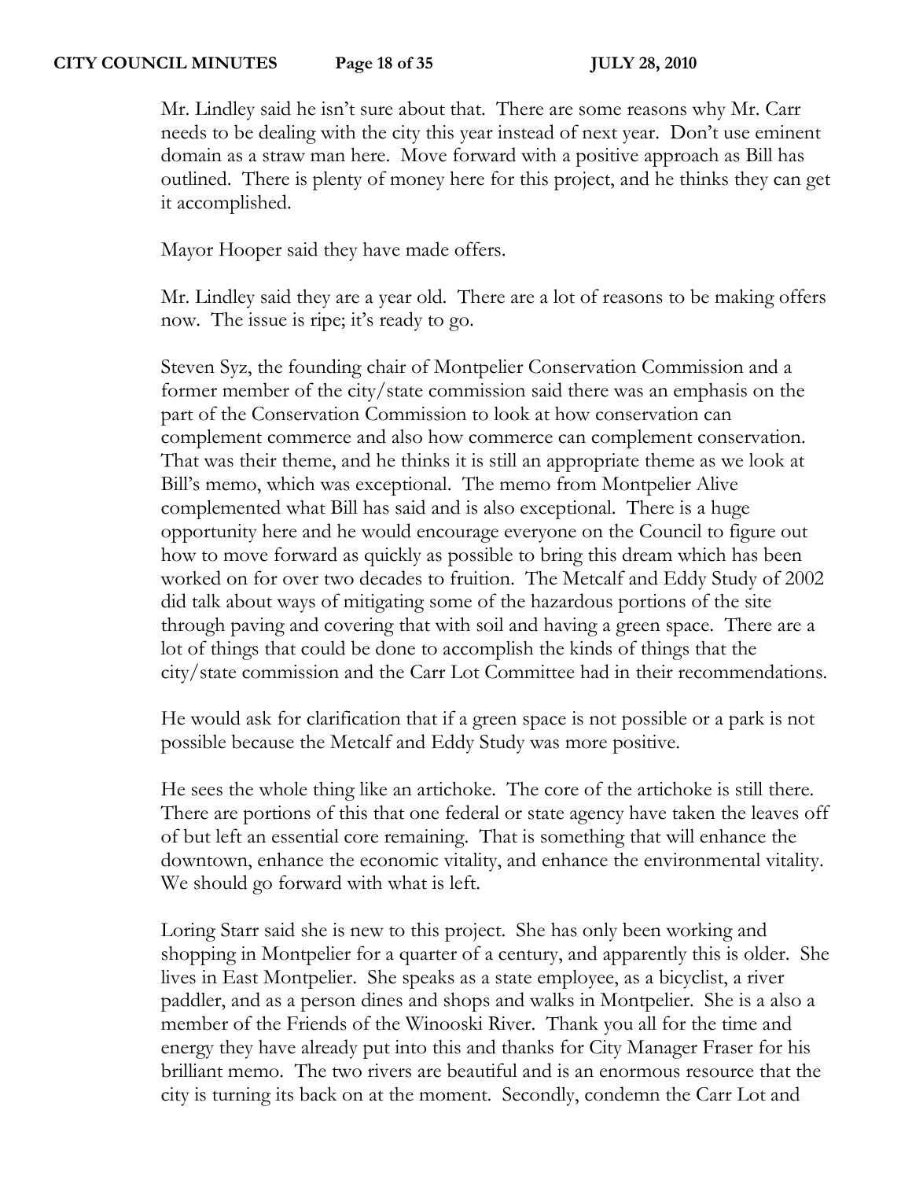Mr. Lindley said he isn't sure about that. There are some reasons why Mr. Carr needs to be dealing with the city this year instead of next year. Don't use eminent domain as a straw man here. Move forward with a positive approach as Bill has outlined. There is plenty of money here for this project, and he thinks they can get it accomplished.

Mayor Hooper said they have made offers.

Mr. Lindley said they are a year old. There are a lot of reasons to be making offers now. The issue is ripe; it's ready to go.

Steven Syz, the founding chair of Montpelier Conservation Commission and a former member of the city/state commission said there was an emphasis on the part of the Conservation Commission to look at how conservation can complement commerce and also how commerce can complement conservation. That was their theme, and he thinks it is still an appropriate theme as we look at Bill's memo, which was exceptional. The memo from Montpelier Alive complemented what Bill has said and is also exceptional. There is a huge opportunity here and he would encourage everyone on the Council to figure out how to move forward as quickly as possible to bring this dream which has been worked on for over two decades to fruition. The Metcalf and Eddy Study of 2002 did talk about ways of mitigating some of the hazardous portions of the site through paving and covering that with soil and having a green space. There are a lot of things that could be done to accomplish the kinds of things that the city/state commission and the Carr Lot Committee had in their recommendations.

He would ask for clarification that if a green space is not possible or a park is not possible because the Metcalf and Eddy Study was more positive.

He sees the whole thing like an artichoke. The core of the artichoke is still there. There are portions of this that one federal or state agency have taken the leaves off of but left an essential core remaining. That is something that will enhance the downtown, enhance the economic vitality, and enhance the environmental vitality. We should go forward with what is left.

Loring Starr said she is new to this project. She has only been working and shopping in Montpelier for a quarter of a century, and apparently this is older. She lives in East Montpelier. She speaks as a state employee, as a bicyclist, a river paddler, and as a person dines and shops and walks in Montpelier. She is a also a member of the Friends of the Winooski River. Thank you all for the time and energy they have already put into this and thanks for City Manager Fraser for his brilliant memo. The two rivers are beautiful and is an enormous resource that the city is turning its back on at the moment. Secondly, condemn the Carr Lot and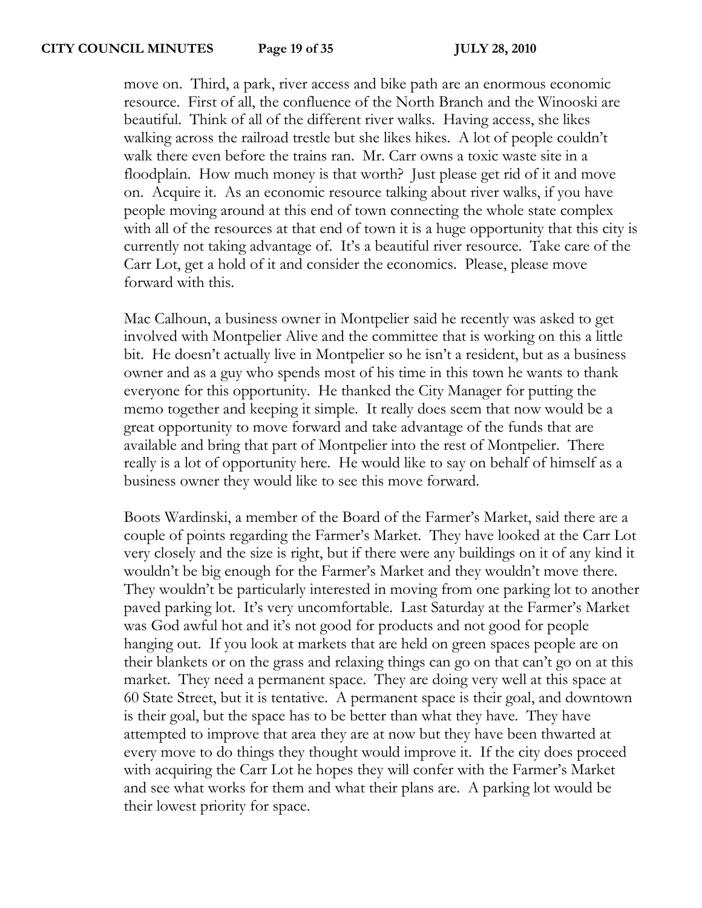move on. Third, a park, river access and bike path are an enormous economic resource. First of all, the confluence of the North Branch and the Winooski are beautiful. Think of all of the different river walks. Having access, she likes walking across the railroad trestle but she likes hikes. A lot of people couldn't walk there even before the trains ran. Mr. Carr owns a toxic waste site in a floodplain. How much money is that worth? Just please get rid of it and move on. Acquire it. As an economic resource talking about river walks, if you have people moving around at this end of town connecting the whole state complex with all of the resources at that end of town it is a huge opportunity that this city is currently not taking advantage of. It's a beautiful river resource. Take care of the Carr Lot, get a hold of it and consider the economics. Please, please move forward with this.

Mac Calhoun, a business owner in Montpelier said he recently was asked to get involved with Montpelier Alive and the committee that is working on this a little bit. He doesn't actually live in Montpelier so he isn't a resident, but as a business owner and as a guy who spends most of his time in this town he wants to thank everyone for this opportunity. He thanked the City Manager for putting the memo together and keeping it simple. It really does seem that now would be a great opportunity to move forward and take advantage of the funds that are available and bring that part of Montpelier into the rest of Montpelier. There really is a lot of opportunity here. He would like to say on behalf of himself as a business owner they would like to see this move forward.

Boots Wardinski, a member of the Board of the Farmer's Market, said there are a couple of points regarding the Farmer's Market. They have looked at the Carr Lot very closely and the size is right, but if there were any buildings on it of any kind it wouldn't be big enough for the Farmer's Market and they wouldn't move there. They wouldn't be particularly interested in moving from one parking lot to another paved parking lot. It's very uncomfortable. Last Saturday at the Farmer's Market was God awful hot and it's not good for products and not good for people hanging out. If you look at markets that are held on green spaces people are on their blankets or on the grass and relaxing things can go on that can't go on at this market. They need a permanent space. They are doing very well at this space at 60 State Street, but it is tentative. A permanent space is their goal, and downtown is their goal, but the space has to be better than what they have. They have attempted to improve that area they are at now but they have been thwarted at every move to do things they thought would improve it. If the city does proceed with acquiring the Carr Lot he hopes they will confer with the Farmer's Market and see what works for them and what their plans are. A parking lot would be their lowest priority for space.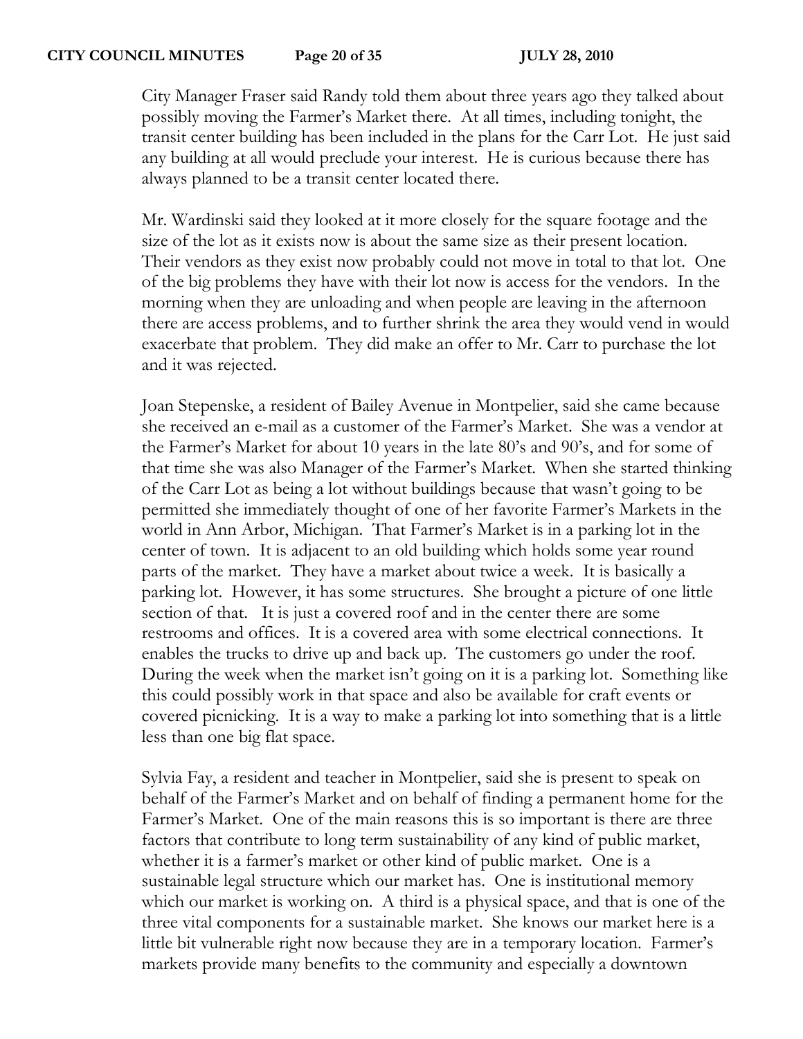City Manager Fraser said Randy told them about three years ago they talked about possibly moving the Farmer's Market there. At all times, including tonight, the transit center building has been included in the plans for the Carr Lot. He just said any building at all would preclude your interest. He is curious because there has always planned to be a transit center located there.

Mr. Wardinski said they looked at it more closely for the square footage and the size of the lot as it exists now is about the same size as their present location. Their vendors as they exist now probably could not move in total to that lot. One of the big problems they have with their lot now is access for the vendors. In the morning when they are unloading and when people are leaving in the afternoon there are access problems, and to further shrink the area they would vend in would exacerbate that problem. They did make an offer to Mr. Carr to purchase the lot and it was rejected.

Joan Stepenske, a resident of Bailey Avenue in Montpelier, said she came because she received an e-mail as a customer of the Farmer's Market. She was a vendor at the Farmer's Market for about 10 years in the late 80's and 90's, and for some of that time she was also Manager of the Farmer's Market. When she started thinking of the Carr Lot as being a lot without buildings because that wasn't going to be permitted she immediately thought of one of her favorite Farmer's Markets in the world in Ann Arbor, Michigan. That Farmer's Market is in a parking lot in the center of town. It is adjacent to an old building which holds some year round parts of the market. They have a market about twice a week. It is basically a parking lot. However, it has some structures. She brought a picture of one little section of that. It is just a covered roof and in the center there are some restrooms and offices. It is a covered area with some electrical connections. It enables the trucks to drive up and back up. The customers go under the roof. During the week when the market isn't going on it is a parking lot. Something like this could possibly work in that space and also be available for craft events or covered picnicking. It is a way to make a parking lot into something that is a little less than one big flat space.

Sylvia Fay, a resident and teacher in Montpelier, said she is present to speak on behalf of the Farmer's Market and on behalf of finding a permanent home for the Farmer's Market. One of the main reasons this is so important is there are three factors that contribute to long term sustainability of any kind of public market, whether it is a farmer's market or other kind of public market. One is a sustainable legal structure which our market has. One is institutional memory which our market is working on. A third is a physical space, and that is one of the three vital components for a sustainable market. She knows our market here is a little bit vulnerable right now because they are in a temporary location. Farmer's markets provide many benefits to the community and especially a downtown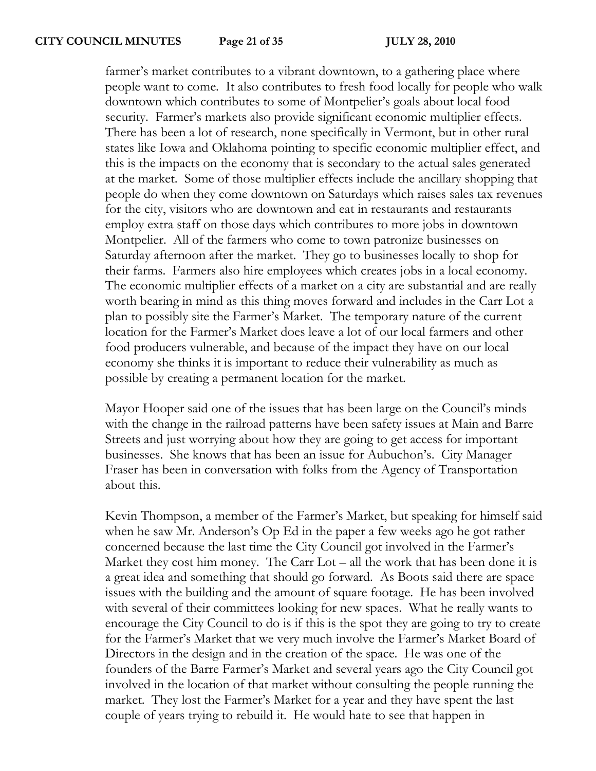farmer's market contributes to a vibrant downtown, to a gathering place where people want to come. It also contributes to fresh food locally for people who walk downtown which contributes to some of Montpelier's goals about local food security. Farmer's markets also provide significant economic multiplier effects. There has been a lot of research, none specifically in Vermont, but in other rural states like Iowa and Oklahoma pointing to specific economic multiplier effect, and this is the impacts on the economy that is secondary to the actual sales generated at the market. Some of those multiplier effects include the ancillary shopping that people do when they come downtown on Saturdays which raises sales tax revenues for the city, visitors who are downtown and eat in restaurants and restaurants employ extra staff on those days which contributes to more jobs in downtown Montpelier. All of the farmers who come to town patronize businesses on Saturday afternoon after the market. They go to businesses locally to shop for their farms. Farmers also hire employees which creates jobs in a local economy. The economic multiplier effects of a market on a city are substantial and are really worth bearing in mind as this thing moves forward and includes in the Carr Lot a plan to possibly site the Farmer's Market. The temporary nature of the current location for the Farmer's Market does leave a lot of our local farmers and other food producers vulnerable, and because of the impact they have on our local economy she thinks it is important to reduce their vulnerability as much as possible by creating a permanent location for the market.

Mayor Hooper said one of the issues that has been large on the Council's minds with the change in the railroad patterns have been safety issues at Main and Barre Streets and just worrying about how they are going to get access for important businesses. She knows that has been an issue for Aubuchon's. City Manager Fraser has been in conversation with folks from the Agency of Transportation about this.

Kevin Thompson, a member of the Farmer's Market, but speaking for himself said when he saw Mr. Anderson's Op Ed in the paper a few weeks ago he got rather concerned because the last time the City Council got involved in the Farmer's Market they cost him money. The Carr Lot – all the work that has been done it is a great idea and something that should go forward. As Boots said there are space issues with the building and the amount of square footage. He has been involved with several of their committees looking for new spaces. What he really wants to encourage the City Council to do is if this is the spot they are going to try to create for the Farmer's Market that we very much involve the Farmer's Market Board of Directors in the design and in the creation of the space. He was one of the founders of the Barre Farmer's Market and several years ago the City Council got involved in the location of that market without consulting the people running the market. They lost the Farmer's Market for a year and they have spent the last couple of years trying to rebuild it. He would hate to see that happen in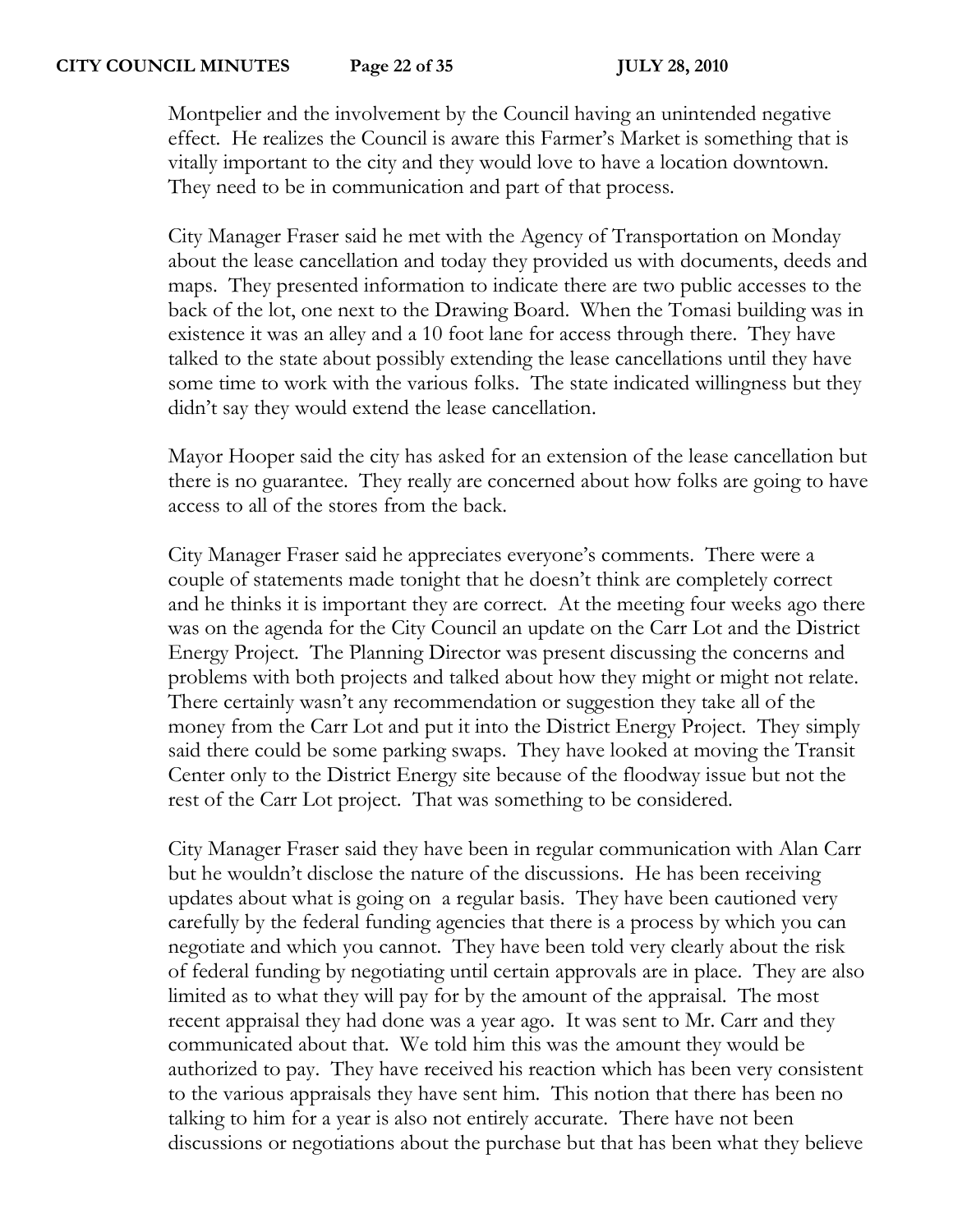Montpelier and the involvement by the Council having an unintended negative effect. He realizes the Council is aware this Farmer's Market is something that is vitally important to the city and they would love to have a location downtown. They need to be in communication and part of that process.

City Manager Fraser said he met with the Agency of Transportation on Monday about the lease cancellation and today they provided us with documents, deeds and maps. They presented information to indicate there are two public accesses to the back of the lot, one next to the Drawing Board. When the Tomasi building was in existence it was an alley and a 10 foot lane for access through there. They have talked to the state about possibly extending the lease cancellations until they have some time to work with the various folks. The state indicated willingness but they didn't say they would extend the lease cancellation.

Mayor Hooper said the city has asked for an extension of the lease cancellation but there is no guarantee. They really are concerned about how folks are going to have access to all of the stores from the back.

City Manager Fraser said he appreciates everyone's comments. There were a couple of statements made tonight that he doesn't think are completely correct and he thinks it is important they are correct. At the meeting four weeks ago there was on the agenda for the City Council an update on the Carr Lot and the District Energy Project. The Planning Director was present discussing the concerns and problems with both projects and talked about how they might or might not relate. There certainly wasn't any recommendation or suggestion they take all of the money from the Carr Lot and put it into the District Energy Project. They simply said there could be some parking swaps. They have looked at moving the Transit Center only to the District Energy site because of the floodway issue but not the rest of the Carr Lot project. That was something to be considered.

City Manager Fraser said they have been in regular communication with Alan Carr but he wouldn't disclose the nature of the discussions. He has been receiving updates about what is going on a regular basis. They have been cautioned very carefully by the federal funding agencies that there is a process by which you can negotiate and which you cannot. They have been told very clearly about the risk of federal funding by negotiating until certain approvals are in place. They are also limited as to what they will pay for by the amount of the appraisal. The most recent appraisal they had done was a year ago. It was sent to Mr. Carr and they communicated about that. We told him this was the amount they would be authorized to pay. They have received his reaction which has been very consistent to the various appraisals they have sent him. This notion that there has been no talking to him for a year is also not entirely accurate. There have not been discussions or negotiations about the purchase but that has been what they believe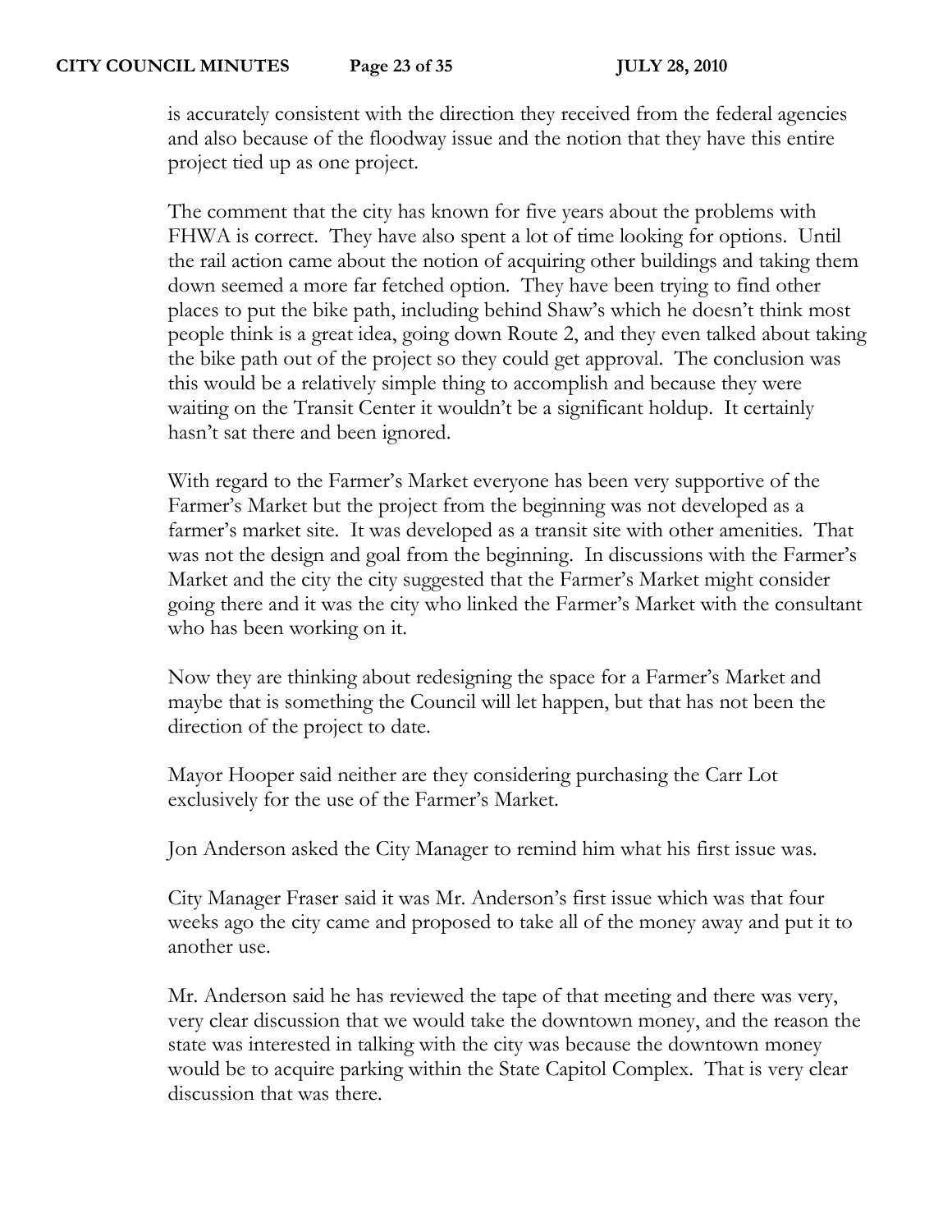is accurately consistent with the direction they received from the federal agencies and also because of the floodway issue and the notion that they have this entire project tied up as one project.

The comment that the city has known for five years about the problems with FHWA is correct. They have also spent a lot of time looking for options. Until the rail action came about the notion of acquiring other buildings and taking them down seemed a more far fetched option. They have been trying to find other places to put the bike path, including behind Shaw's which he doesn't think most people think is a great idea, going down Route 2, and they even talked about taking the bike path out of the project so they could get approval. The conclusion was this would be a relatively simple thing to accomplish and because they were waiting on the Transit Center it wouldn't be a significant holdup. It certainly hasn't sat there and been ignored.

With regard to the Farmer's Market everyone has been very supportive of the Farmer's Market but the project from the beginning was not developed as a farmer's market site. It was developed as a transit site with other amenities. That was not the design and goal from the beginning. In discussions with the Farmer's Market and the city the city suggested that the Farmer's Market might consider going there and it was the city who linked the Farmer's Market with the consultant who has been working on it.

Now they are thinking about redesigning the space for a Farmer's Market and maybe that is something the Council will let happen, but that has not been the direction of the project to date.

Mayor Hooper said neither are they considering purchasing the Carr Lot exclusively for the use of the Farmer's Market.

Jon Anderson asked the City Manager to remind him what his first issue was.

City Manager Fraser said it was Mr. Anderson's first issue which was that four weeks ago the city came and proposed to take all of the money away and put it to another use.

Mr. Anderson said he has reviewed the tape of that meeting and there was very, very clear discussion that we would take the downtown money, and the reason the state was interested in talking with the city was because the downtown money would be to acquire parking within the State Capitol Complex. That is very clear discussion that was there.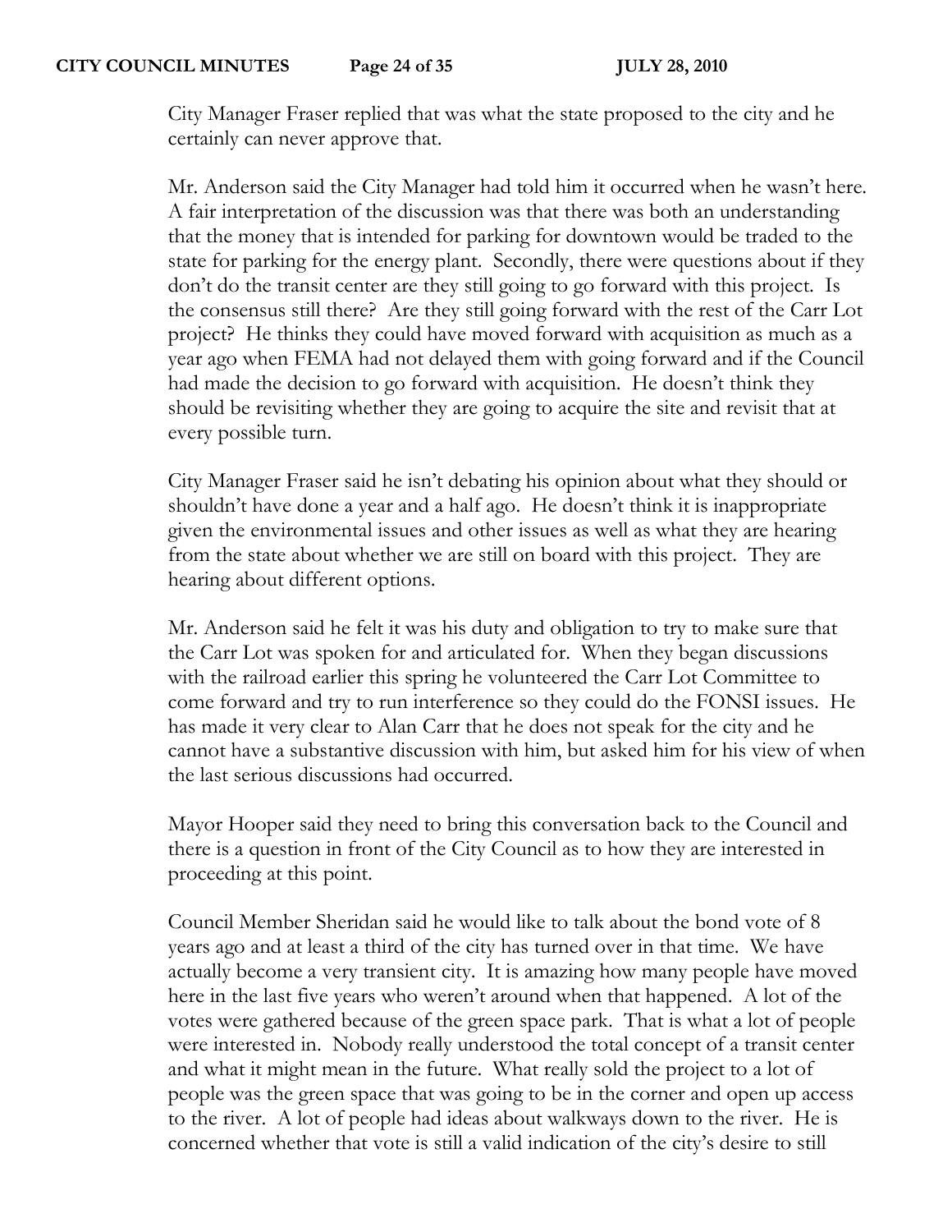City Manager Fraser replied that was what the state proposed to the city and he certainly can never approve that.

Mr. Anderson said the City Manager had told him it occurred when he wasn't here. A fair interpretation of the discussion was that there was both an understanding that the money that is intended for parking for downtown would be traded to the state for parking for the energy plant. Secondly, there were questions about if they don't do the transit center are they still going to go forward with this project. Is the consensus still there? Are they still going forward with the rest of the Carr Lot project? He thinks they could have moved forward with acquisition as much as a year ago when FEMA had not delayed them with going forward and if the Council had made the decision to go forward with acquisition. He doesn't think they should be revisiting whether they are going to acquire the site and revisit that at every possible turn.

City Manager Fraser said he isn't debating his opinion about what they should or shouldn't have done a year and a half ago. He doesn't think it is inappropriate given the environmental issues and other issues as well as what they are hearing from the state about whether we are still on board with this project. They are hearing about different options.

Mr. Anderson said he felt it was his duty and obligation to try to make sure that the Carr Lot was spoken for and articulated for. When they began discussions with the railroad earlier this spring he volunteered the Carr Lot Committee to come forward and try to run interference so they could do the FONSI issues. He has made it very clear to Alan Carr that he does not speak for the city and he cannot have a substantive discussion with him, but asked him for his view of when the last serious discussions had occurred.

Mayor Hooper said they need to bring this conversation back to the Council and there is a question in front of the City Council as to how they are interested in proceeding at this point.

Council Member Sheridan said he would like to talk about the bond vote of 8 years ago and at least a third of the city has turned over in that time. We have actually become a very transient city. It is amazing how many people have moved here in the last five years who weren't around when that happened. A lot of the votes were gathered because of the green space park. That is what a lot of people were interested in. Nobody really understood the total concept of a transit center and what it might mean in the future. What really sold the project to a lot of people was the green space that was going to be in the corner and open up access to the river. A lot of people had ideas about walkways down to the river. He is concerned whether that vote is still a valid indication of the city's desire to still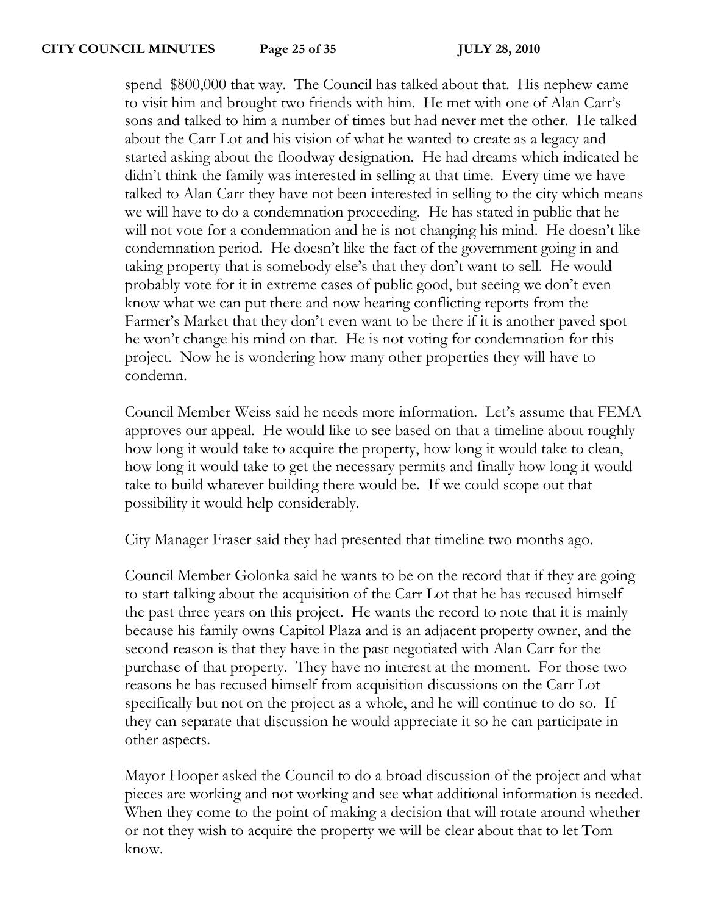spend $800,000 that way. The Council has talked about that. His nephew came to visit him and brought two friends with him. He met with one of Alan Carr's sons and talked to him a number of times but had never met the other. He talked about the Carr Lot and his vision of what he wanted to create as a legacy and started asking about the floodway designation. He had dreams which indicated he didn't think the family was interested in selling at that time. Every time we have talked to Alan Carr they have not been interested in selling to the city which means we will have to do a condemnation proceeding. He has stated in public that he will not vote for a condemnation and he is not changing his mind. He doesn't like condemnation period. He doesn't like the fact of the government going in and taking property that is somebody else's that they don't want to sell. He would probably vote for it in extreme cases of public good, but seeing we don't even know what we can put there and now hearing conflicting reports from the Farmer's Market that they don't even want to be there if it is another paved spot he won't change his mind on that. He is not voting for condemnation for this project. Now he is wondering how many other properties they will have to condemn.

Council Member Weiss said he needs more information. Let's assume that FEMA approves our appeal. He would like to see based on that a timeline about roughly how long it would take to acquire the property, how long it would take to clean, how long it would take to get the necessary permits and finally how long it would take to build whatever building there would be. If we could scope out that possibility it would help considerably.

City Manager Fraser said they had presented that timeline two months ago.

Council Member Golonka said he wants to be on the record that if they are going to start talking about the acquisition of the Carr Lot that he has recused himself the past three years on this project. He wants the record to note that it is mainly because his family owns Capitol Plaza and is an adjacent property owner, and the second reason is that they have in the past negotiated with Alan Carr for the purchase of that property. They have no interest at the moment. For those two reasons he has recused himself from acquisition discussions on the Carr Lot specifically but not on the project as a whole, and he will continue to do so. If they can separate that discussion he would appreciate it so he can participate in other aspects.

Mayor Hooper asked the Council to do a broad discussion of the project and what pieces are working and not working and see what additional information is needed. When they come to the point of making a decision that will rotate around whether or not they wish to acquire the property we will be clear about that to let Tom know.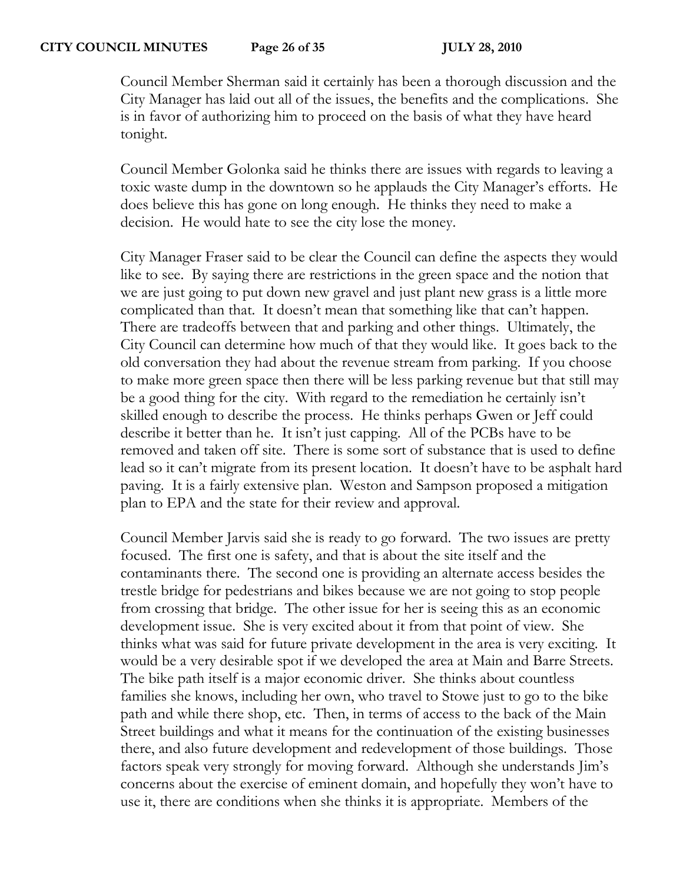Council Member Sherman said it certainly has been a thorough discussion and the City Manager has laid out all of the issues, the benefits and the complications. She is in favor of authorizing him to proceed on the basis of what they have heard tonight.

Council Member Golonka said he thinks there are issues with regards to leaving a toxic waste dump in the downtown so he applauds the City Manager's efforts. He does believe this has gone on long enough. He thinks they need to make a decision. He would hate to see the city lose the money.

City Manager Fraser said to be clear the Council can define the aspects they would like to see. By saying there are restrictions in the green space and the notion that we are just going to put down new gravel and just plant new grass is a little more complicated than that. It doesn't mean that something like that can't happen. There are tradeoffs between that and parking and other things. Ultimately, the City Council can determine how much of that they would like. It goes back to the old conversation they had about the revenue stream from parking. If you choose to make more green space then there will be less parking revenue but that still may be a good thing for the city. With regard to the remediation he certainly isn't skilled enough to describe the process. He thinks perhaps Gwen or Jeff could describe it better than he. It isn't just capping. All of the PCBs have to be removed and taken off site. There is some sort of substance that is used to define lead so it can't migrate from its present location. It doesn't have to be asphalt hard paving. It is a fairly extensive plan. Weston and Sampson proposed a mitigation plan to EPA and the state for their review and approval.

Council Member Jarvis said she is ready to go forward. The two issues are pretty focused. The first one is safety, and that is about the site itself and the contaminants there. The second one is providing an alternate access besides the trestle bridge for pedestrians and bikes because we are not going to stop people from crossing that bridge. The other issue for her is seeing this as an economic development issue. She is very excited about it from that point of view. She thinks what was said for future private development in the area is very exciting. It would be a very desirable spot if we developed the area at Main and Barre Streets. The bike path itself is a major economic driver. She thinks about countless families she knows, including her own, who travel to Stowe just to go to the bike path and while there shop, etc. Then, in terms of access to the back of the Main Street buildings and what it means for the continuation of the existing businesses there, and also future development and redevelopment of those buildings. Those factors speak very strongly for moving forward. Although she understands Jim's concerns about the exercise of eminent domain, and hopefully they won't have to use it, there are conditions when she thinks it is appropriate. Members of the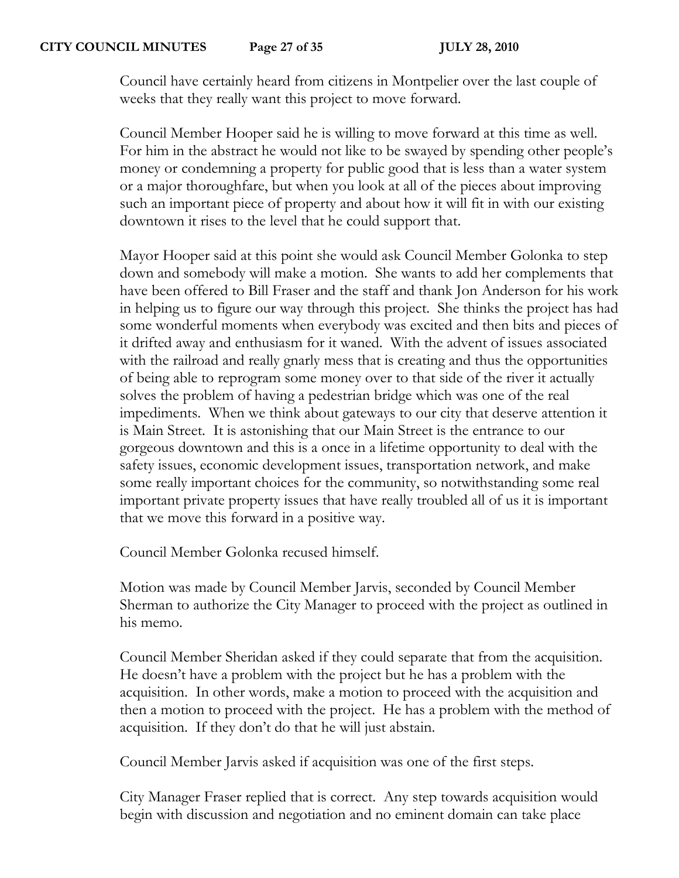Council have certainly heard from citizens in Montpelier over the last couple of weeks that they really want this project to move forward.

Council Member Hooper said he is willing to move forward at this time as well. For him in the abstract he would not like to be swayed by spending other people's money or condemning a property for public good that is less than a water system or a major thoroughfare, but when you look at all of the pieces about improving such an important piece of property and about how it will fit in with our existing downtown it rises to the level that he could support that.

Mayor Hooper said at this point she would ask Council Member Golonka to step down and somebody will make a motion. She wants to add her complements that have been offered to Bill Fraser and the staff and thank Jon Anderson for his work in helping us to figure our way through this project. She thinks the project has had some wonderful moments when everybody was excited and then bits and pieces of it drifted away and enthusiasm for it waned. With the advent of issues associated with the railroad and really gnarly mess that is creating and thus the opportunities of being able to reprogram some money over to that side of the river it actually solves the problem of having a pedestrian bridge which was one of the real impediments. When we think about gateways to our city that deserve attention it is Main Street. It is astonishing that our Main Street is the entrance to our gorgeous downtown and this is a once in a lifetime opportunity to deal with the safety issues, economic development issues, transportation network, and make some really important choices for the community, so notwithstanding some real important private property issues that have really troubled all of us it is important that we move this forward in a positive way.

Council Member Golonka recused himself.

Motion was made by Council Member Jarvis, seconded by Council Member Sherman to authorize the City Manager to proceed with the project as outlined in his memo.

Council Member Sheridan asked if they could separate that from the acquisition. He doesn't have a problem with the project but he has a problem with the acquisition. In other words, make a motion to proceed with the acquisition and then a motion to proceed with the project. He has a problem with the method of acquisition. If they don't do that he will just abstain.

Council Member Jarvis asked if acquisition was one of the first steps.

City Manager Fraser replied that is correct. Any step towards acquisition would begin with discussion and negotiation and no eminent domain can take place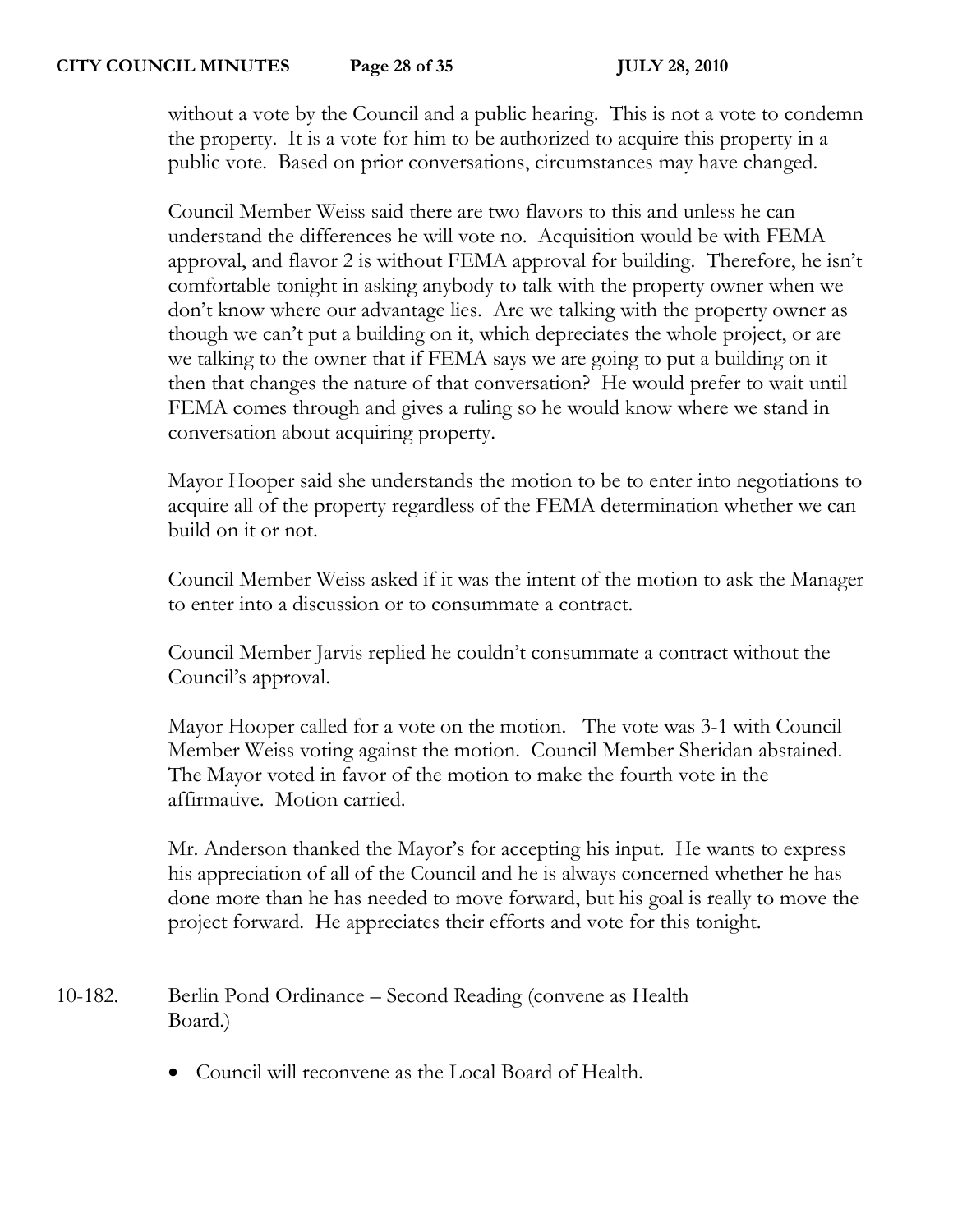without a vote by the Council and a public hearing. This is not a vote to condemn the property. It is a vote for him to be authorized to acquire this property in a public vote. Based on prior conversations, circumstances may have changed.

Council Member Weiss said there are two flavors to this and unless he can understand the differences he will vote no. Acquisition would be with FEMA approval, and flavor 2 is without FEMA approval for building. Therefore, he isn't comfortable tonight in asking anybody to talk with the property owner when we don't know where our advantage lies. Are we talking with the property owner as though we can't put a building on it, which depreciates the whole project, or are we talking to the owner that if FEMA says we are going to put a building on it then that changes the nature of that conversation? He would prefer to wait until FEMA comes through and gives a ruling so he would know where we stand in conversation about acquiring property.

Mayor Hooper said she understands the motion to be to enter into negotiations to acquire all of the property regardless of the FEMA determination whether we can build on it or not.

Council Member Weiss asked if it was the intent of the motion to ask the Manager to enter into a discussion or to consummate a contract.

Council Member Jarvis replied he couldn't consummate a contract without the Council's approval.

Mayor Hooper called for a vote on the motion. The vote was 3-1 with Council Member Weiss voting against the motion. Council Member Sheridan abstained. The Mayor voted in favor of the motion to make the fourth vote in the affirmative. Motion carried.

Mr. Anderson thanked the Mayor's for accepting his input. He wants to express his appreciation of all of the Council and he is always concerned whether he has done more than he has needed to move forward, but his goal is really to move the project forward. He appreciates their efforts and vote for this tonight.

10-182. Berlin Pond Ordinance – Second Reading (convene as Health Board.)

- Council will reconvene as the Local Board of Health.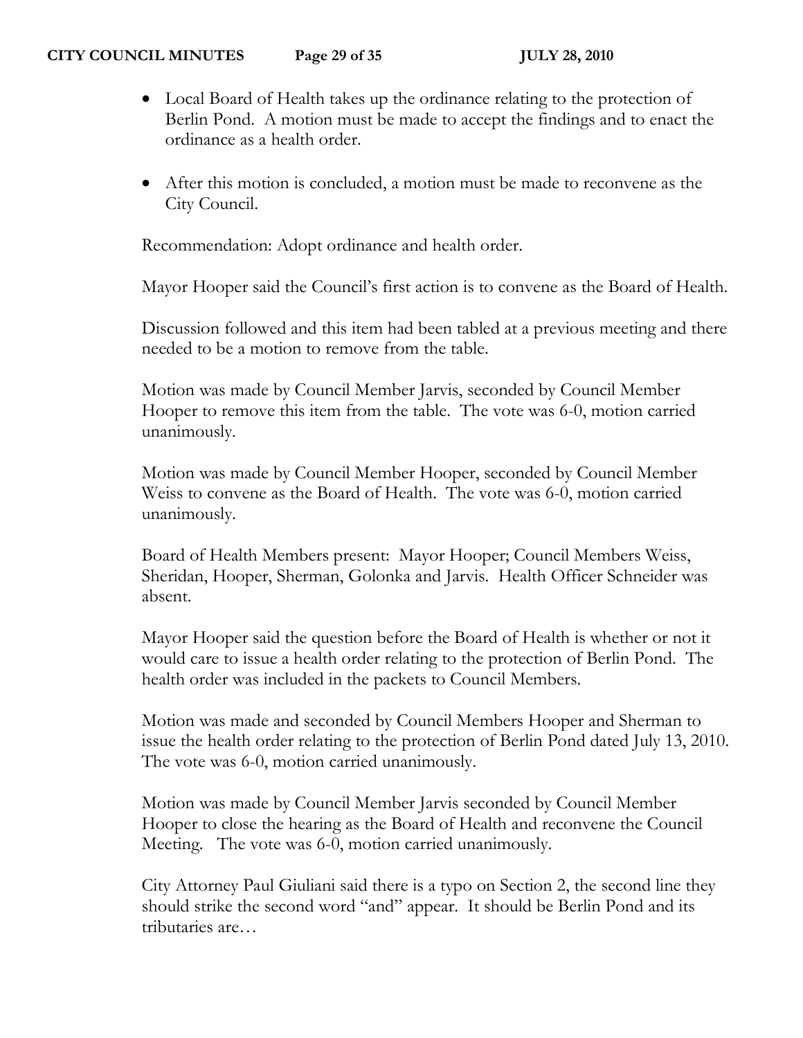- Local Board of Health takes up the ordinance relating to the protection of Berlin Pond. A motion must be made to accept the findings and to enact the ordinance as a health order.

- After this motion is concluded, a motion must be made to reconvene as the City Council.

Recommendation: Adopt ordinance and health order.

Mayor Hooper said the Council's first action is to convene as the Board of Health.

Discussion followed and this item had been tabled at a previous meeting and there needed to be a motion to remove from the table.

Motion was made by Council Member Jarvis, seconded by Council Member Hooper to remove this item from the table. The vote was 6-0, motion carried unanimously.

Motion was made by Council Member Hooper, seconded by Council Member Weiss to convene as the Board of Health. The vote was 6-0, motion carried unanimously.

Board of Health Members present: Mayor Hooper; Council Members Weiss, Sheridan, Hooper, Sherman, Golonka and Jarvis. Health Officer Schneider was absent.

Mayor Hooper said the question before the Board of Health is whether or not it would care to issue a health order relating to the protection of Berlin Pond. The health order was included in the packets to Council Members.

Motion was made and seconded by Council Members Hooper and Sherman to issue the health order relating to the protection of Berlin Pond dated July 13, 2010. The vote was 6-0, motion carried unanimously.

Motion was made by Council Member Jarvis seconded by Council Member Hooper to close the hearing as the Board of Health and reconvene the Council Meeting. The vote was 6-0, motion carried unanimously.

City Attorney Paul Giuliani said there is a typo on Section 2, the second line they should strike the second word "and" appear. It should be Berlin Pond and its tributaries are…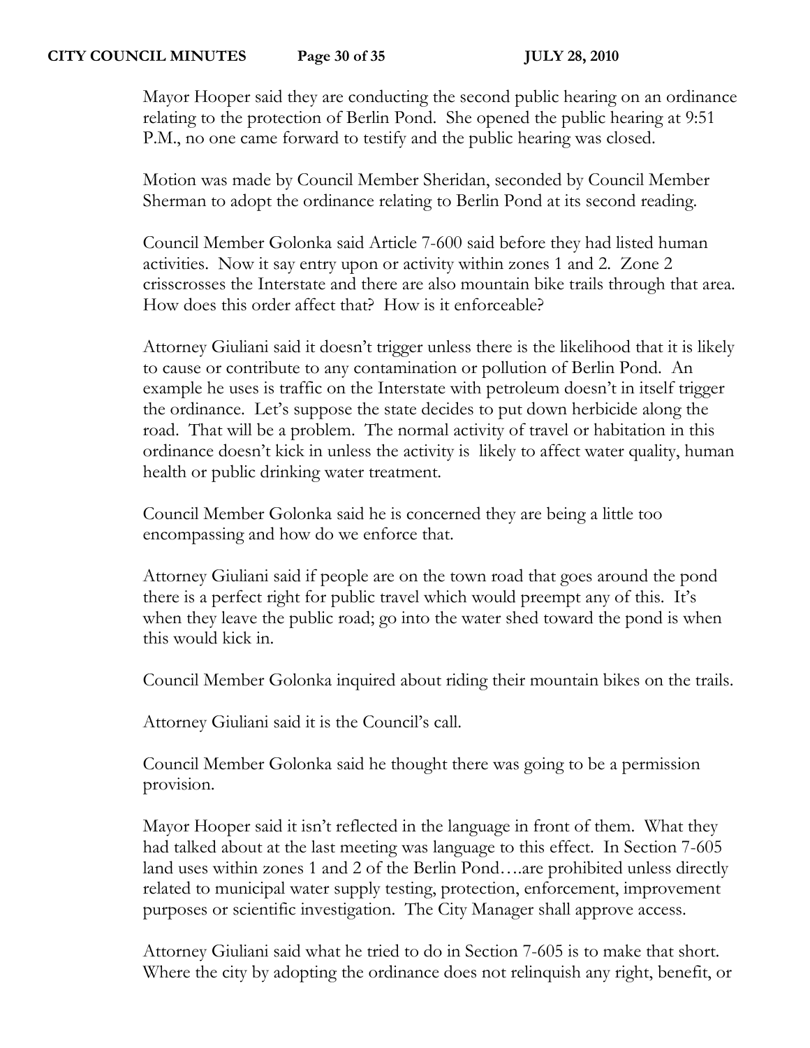Mayor Hooper said they are conducting the second public hearing on an ordinance relating to the protection of Berlin Pond. She opened the public hearing at 9:51 P.M., no one came forward to testify and the public hearing was closed.

Motion was made by Council Member Sheridan, seconded by Council Member Sherman to adopt the ordinance relating to Berlin Pond at its second reading.

Council Member Golonka said Article 7-600 said before they had listed human activities. Now it say entry upon or activity within zones 1 and 2. Zone 2 crisscrosses the Interstate and there are also mountain bike trails through that area. How does this order affect that? How is it enforceable?

Attorney Giuliani said it doesn't trigger unless there is the likelihood that it is likely to cause or contribute to any contamination or pollution of Berlin Pond. An example he uses is traffic on the Interstate with petroleum doesn't in itself trigger the ordinance. Let's suppose the state decides to put down herbicide along the road. That will be a problem. The normal activity of travel or habitation in this ordinance doesn't kick in unless the activity is likely to affect water quality, human health or public drinking water treatment.

Council Member Golonka said he is concerned they are being a little too encompassing and how do we enforce that.

Attorney Giuliani said if people are on the town road that goes around the pond there is a perfect right for public travel which would preempt any of this. It's when they leave the public road; go into the water shed toward the pond is when this would kick in.

Council Member Golonka inquired about riding their mountain bikes on the trails.

Attorney Giuliani said it is the Council's call.

Council Member Golonka said he thought there was going to be a permission provision.

Mayor Hooper said it isn't reflected in the language in front of them. What they had talked about at the last meeting was language to this effect. In Section 7-605 land uses within zones 1 and 2 of the Berlin Pond….are prohibited unless directly related to municipal water supply testing, protection, enforcement, improvement purposes or scientific investigation. The City Manager shall approve access.

Attorney Giuliani said what he tried to do in Section 7-605 is to make that short. Where the city by adopting the ordinance does not relinquish any right, benefit, or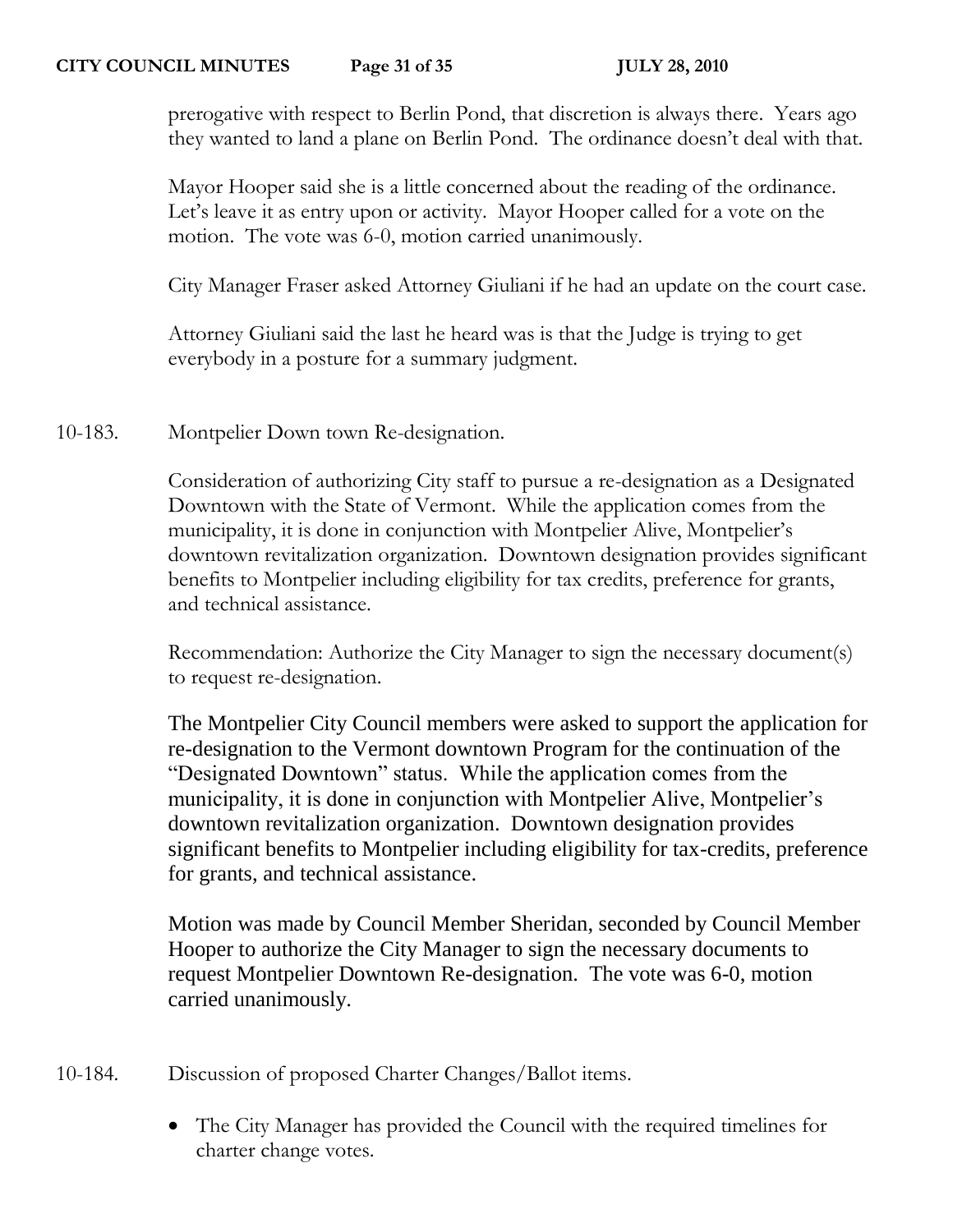prerogative with respect to Berlin Pond, that discretion is always there. Years ago they wanted to land a plane on Berlin Pond. The ordinance doesn't deal with that.

Mayor Hooper said she is a little concerned about the reading of the ordinance. Let's leave it as entry upon or activity. Mayor Hooper called for a vote on the motion. The vote was 6-0, motion carried unanimously.

City Manager Fraser asked Attorney Giuliani if he had an update on the court case.

Attorney Giuliani said the last he heard was is that the Judge is trying to get everybody in a posture for a summary judgment.

10-183. Montpelier Down town Re-designation.

Consideration of authorizing City staff to pursue a re-designation as a Designated Downtown with the State of Vermont. While the application comes from the municipality, it is done in conjunction with Montpelier Alive, Montpelier's downtown revitalization organization. Downtown designation provides significant benefits to Montpelier including eligibility for tax credits, preference for grants, and technical assistance.

Recommendation: Authorize the City Manager to sign the necessary document(s) to request re-designation.

The Montpelier City Council members were asked to support the application for re-designation to the Vermont downtown Program for the continuation of the "Designated Downtown" status. While the application comes from the municipality, it is done in conjunction with Montpelier Alive, Montpelier's downtown revitalization organization. Downtown designation provides significant benefits to Montpelier including eligibility for tax-credits, preference for grants, and technical assistance.

Motion was made by Council Member Sheridan, seconded by Council Member Hooper to authorize the City Manager to sign the necessary documents to request Montpelier Downtown Re-designation. The vote was 6-0, motion carried unanimously.

10-184. Discussion of proposed Charter Changes/Ballot items.

- The City Manager has provided the Council with the required timelines for charter change votes.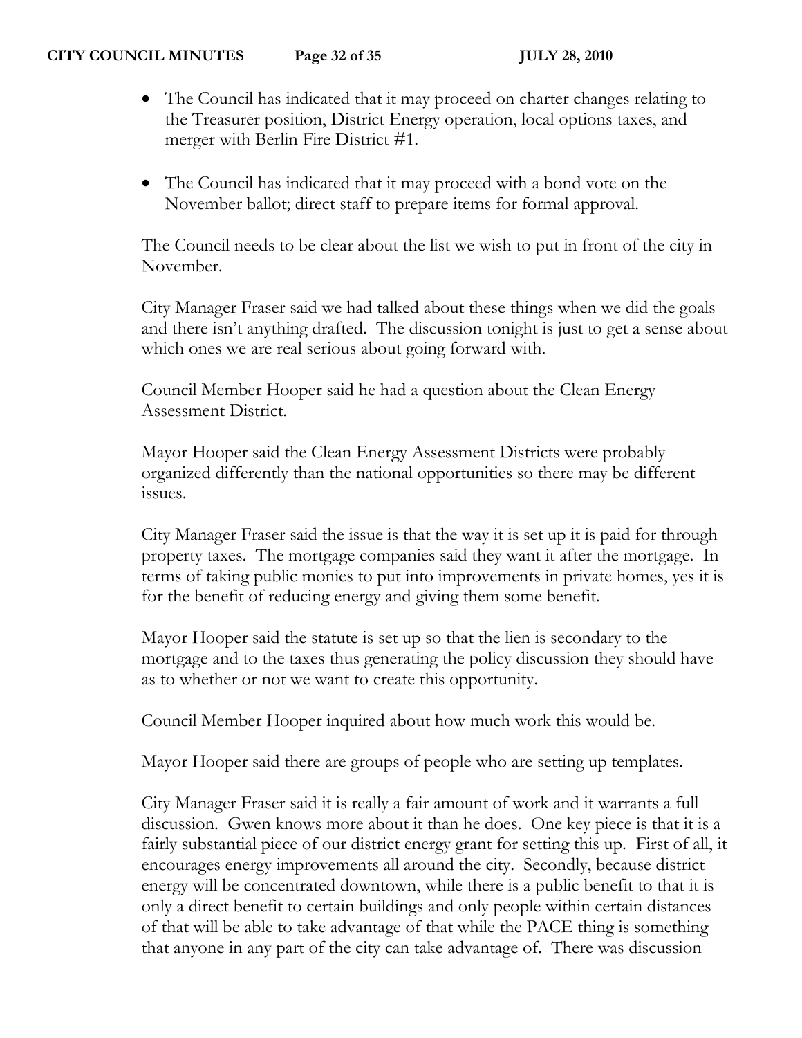- The Council has indicated that it may proceed on charter changes relating to the Treasurer position, District Energy operation, local options taxes, and merger with Berlin Fire District #1.

- The Council has indicated that it may proceed with a bond vote on the November ballot; direct staff to prepare items for formal approval.

The Council needs to be clear about the list we wish to put in front of the city in November.

City Manager Fraser said we had talked about these things when we did the goals and there isn't anything drafted. The discussion tonight is just to get a sense about which ones we are real serious about going forward with.

Council Member Hooper said he had a question about the Clean Energy Assessment District.

Mayor Hooper said the Clean Energy Assessment Districts were probably organized differently than the national opportunities so there may be different issues.

City Manager Fraser said the issue is that the way it is set up it is paid for through property taxes. The mortgage companies said they want it after the mortgage. In terms of taking public monies to put into improvements in private homes, yes it is for the benefit of reducing energy and giving them some benefit.

Mayor Hooper said the statute is set up so that the lien is secondary to the mortgage and to the taxes thus generating the policy discussion they should have as to whether or not we want to create this opportunity.

Council Member Hooper inquired about how much work this would be.

Mayor Hooper said there are groups of people who are setting up templates.

City Manager Fraser said it is really a fair amount of work and it warrants a full discussion. Gwen knows more about it than he does. One key piece is that it is a fairly substantial piece of our district energy grant for setting this up. First of all, it encourages energy improvements all around the city. Secondly, because district energy will be concentrated downtown, while there is a public benefit to that it is only a direct benefit to certain buildings and only people within certain distances of that will be able to take advantage of that while the PACE thing is something that anyone in any part of the city can take advantage of. There was discussion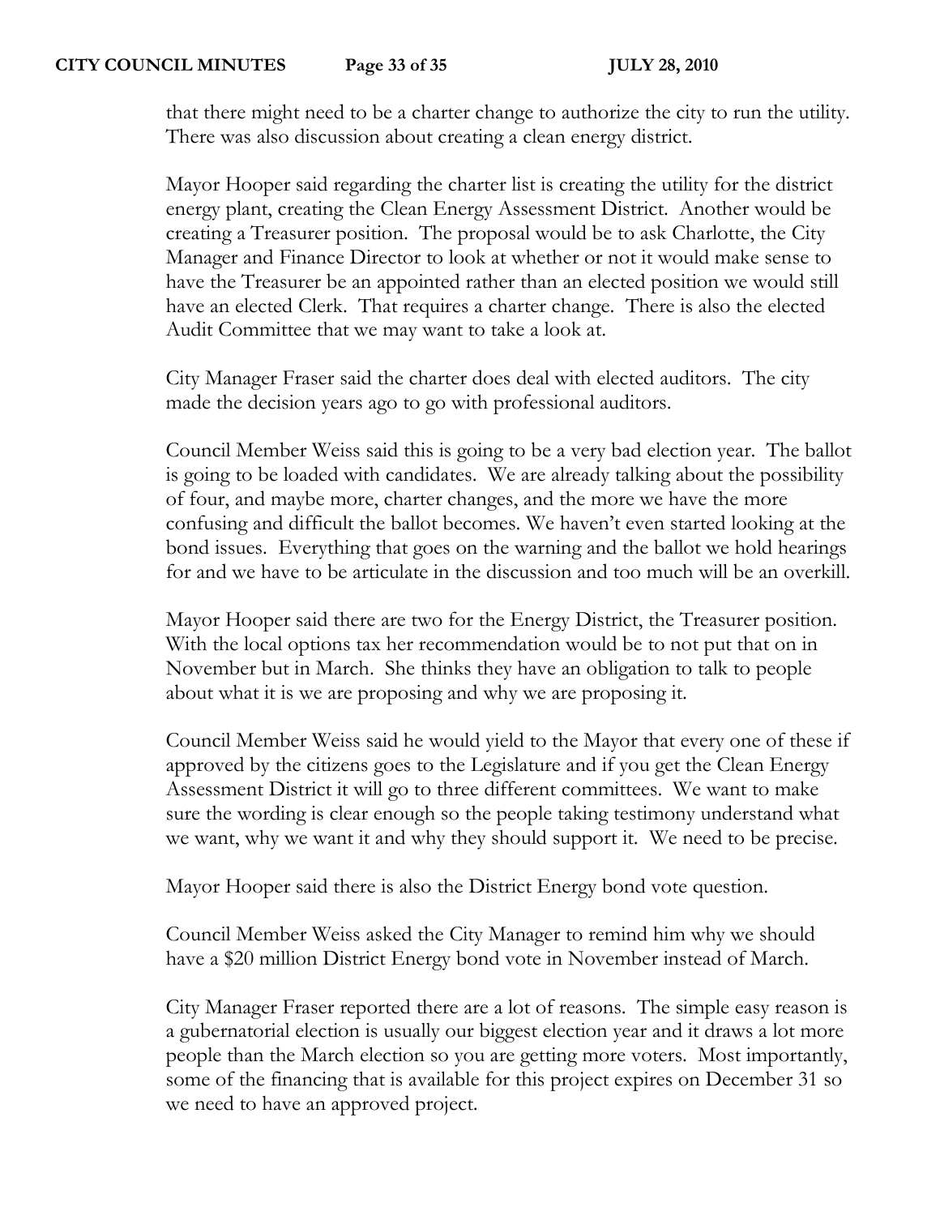that there might need to be a charter change to authorize the city to run the utility. There was also discussion about creating a clean energy district.

Mayor Hooper said regarding the charter list is creating the utility for the district energy plant, creating the Clean Energy Assessment District. Another would be creating a Treasurer position. The proposal would be to ask Charlotte, the City Manager and Finance Director to look at whether or not it would make sense to have the Treasurer be an appointed rather than an elected position we would still have an elected Clerk. That requires a charter change. There is also the elected Audit Committee that we may want to take a look at.

City Manager Fraser said the charter does deal with elected auditors. The city made the decision years ago to go with professional auditors.

Council Member Weiss said this is going to be a very bad election year. The ballot is going to be loaded with candidates. We are already talking about the possibility of four, and maybe more, charter changes, and the more we have the more confusing and difficult the ballot becomes. We haven't even started looking at the bond issues. Everything that goes on the warning and the ballot we hold hearings for and we have to be articulate in the discussion and too much will be an overkill.

Mayor Hooper said there are two for the Energy District, the Treasurer position. With the local options tax her recommendation would be to not put that on in November but in March. She thinks they have an obligation to talk to people about what it is we are proposing and why we are proposing it.

Council Member Weiss said he would yield to the Mayor that every one of these if approved by the citizens goes to the Legislature and if you get the Clean Energy Assessment District it will go to three different committees. We want to make sure the wording is clear enough so the people taking testimony understand what we want, why we want it and why they should support it. We need to be precise.

Mayor Hooper said there is also the District Energy bond vote question.

Council Member Weiss asked the City Manager to remind him why we should have a $20 million District Energy bond vote in November instead of March.

City Manager Fraser reported there are a lot of reasons. The simple easy reason is a gubernatorial election is usually our biggest election year and it draws a lot more people than the March election so you are getting more voters. Most importantly, some of the financing that is available for this project expires on December 31 so we need to have an approved project.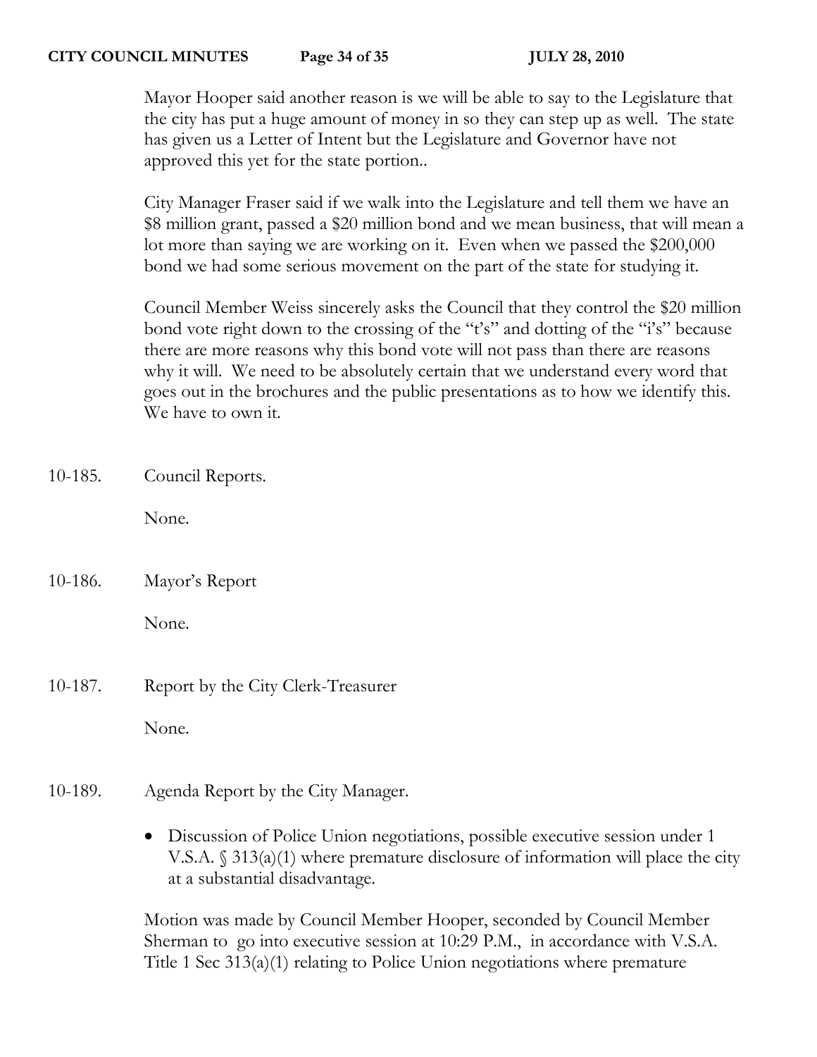Mayor Hooper said another reason is we will be able to say to the Legislature that the city has put a huge amount of money in so they can step up as well. The state has given us a Letter of Intent but the Legislature and Governor have not approved this yet for the state portion..

City Manager Fraser said if we walk into the Legislature and tell them we have an $8 million grant, passed a $20 million bond and we mean business, that will mean a lot more than saying we are working on it. Even when we passed the $200,000 bond we had some serious movement on the part of the state for studying it.

Council Member Weiss sincerely asks the Council that they control the $20 million bond vote right down to the crossing of the "t's" and dotting of the "i's" because there are more reasons why this bond vote will not pass than there are reasons why it will. We need to be absolutely certain that we understand every word that goes out in the brochures and the public presentations as to how we identify this. We have to own it.

10-185. Council Reports.

None.

10-186. Mayor's Report

None.

10-187. Report by the City Clerk-Treasurer

None.

10-189. Agenda Report by the City Manager.

- Discussion of Police Union negotiations, possible executive session under 1 V.S.A. § 313(a)(1) where premature disclosure of information will place the city at a substantial disadvantage.

Motion was made by Council Member Hooper, seconded by Council Member Sherman to go into executive session at 10:29 P.M., in accordance with V.S.A. Title 1 Sec 313(a)(1) relating to Police Union negotiations where premature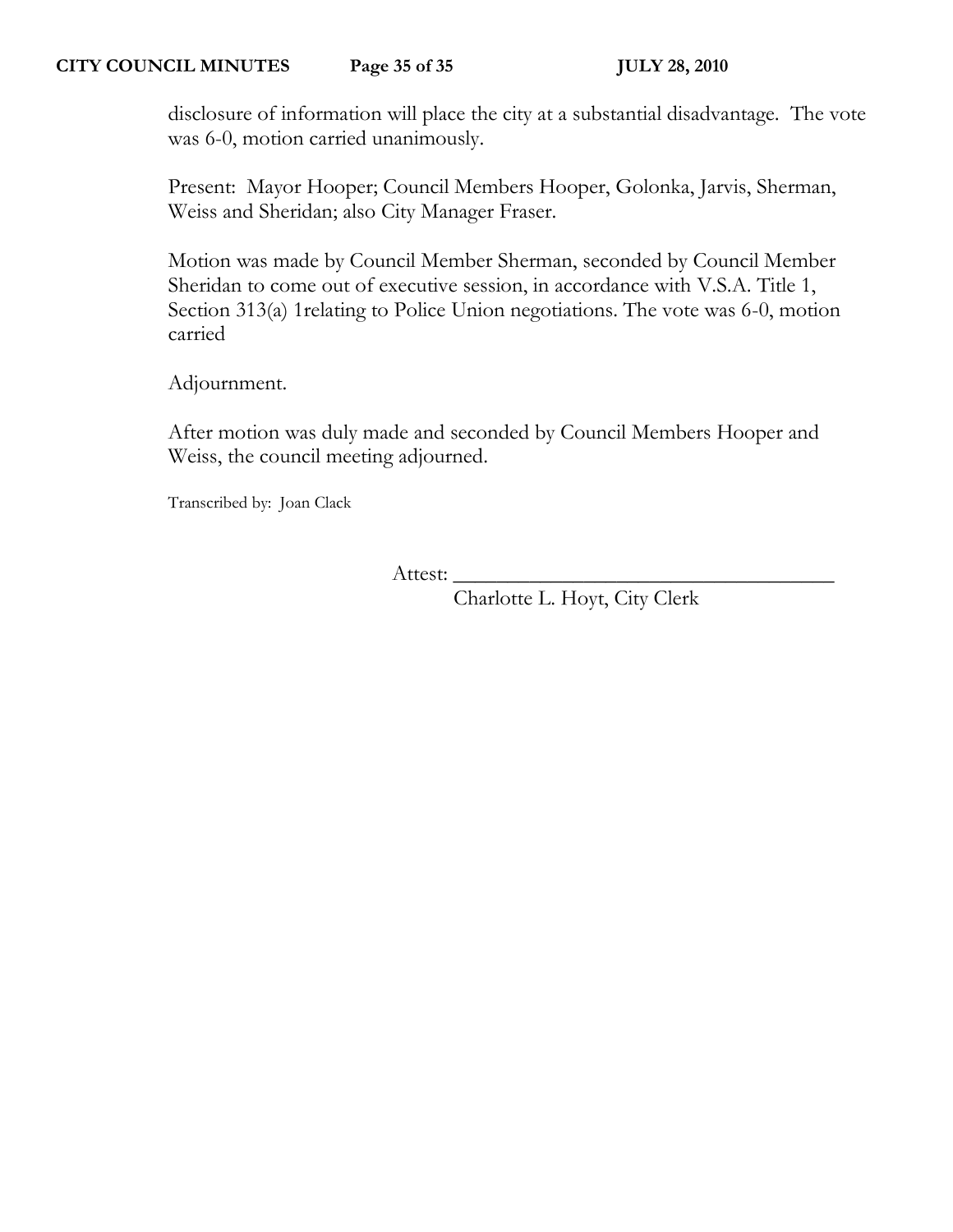disclosure of information will place the city at a substantial disadvantage. The vote was 6-0, motion carried unanimously.

Present: Mayor Hooper; Council Members Hooper, Golonka, Jarvis, Sherman, Weiss and Sheridan; also City Manager Fraser.

Motion was made by Council Member Sherman, seconded by Council Member Sheridan to come out of executive session, in accordance with V.S.A. Title 1, Section 313(a) 1relating to Police Union negotiations. The vote was 6-0, motion carried

Adjournment.

After motion was duly made and seconded by Council Members Hooper and Weiss, the council meeting adjourned.

Transcribed by: Joan Clack

Attest: ___________________________________

Charlotte L. Hoyt, City Clerk